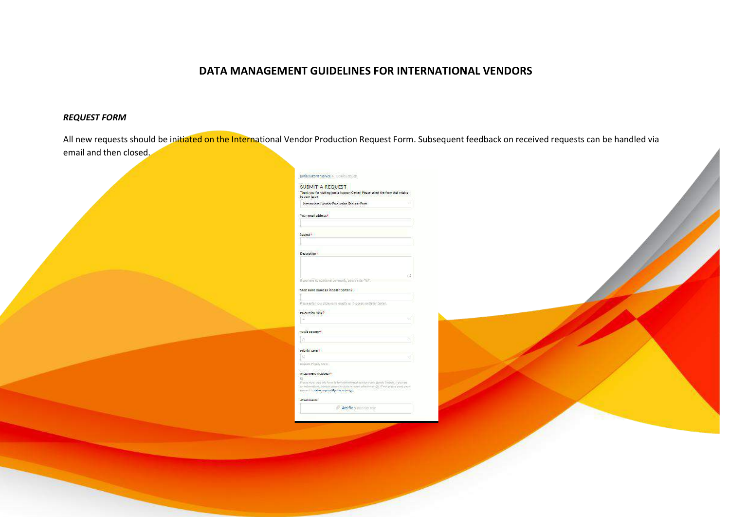# DATA MANAGEMENT GUIDELINES FOR INTERNATIONAL VENDORS

## *REQUEST FORM*

All new requests should be initiated on the International Vendor Production Request Form. Subsequent feedback on received requests can be handled via email and then closed.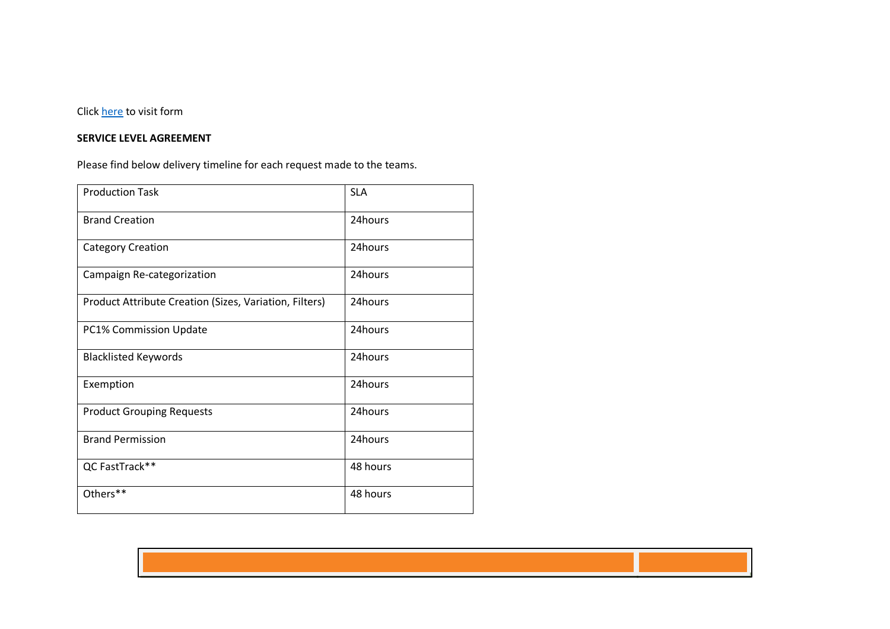Click [here](#) to visit form

**SERVICE LEVEL AGREEMENT**

Please find below delivery timeline for each request made to the teams.

| Production Task | SLA |
| --- | --- |
| Brand Creation | 24hours |
| Category Creation | 24hours |
| Campaign Re-categorization | 24hours |
| Product Attribute Creation (Sizes, Variation, Filters) | 24hours |
| PC1% Commission Update | 24hours |
| Blacklisted Keywords | 24hours |
| Exemption | 24hours |
| Product Grouping Requests | 24hours |
| Brand Permission | 24hours |
| QC FastTrack** | 48 hours |
| Others** | 48 hours |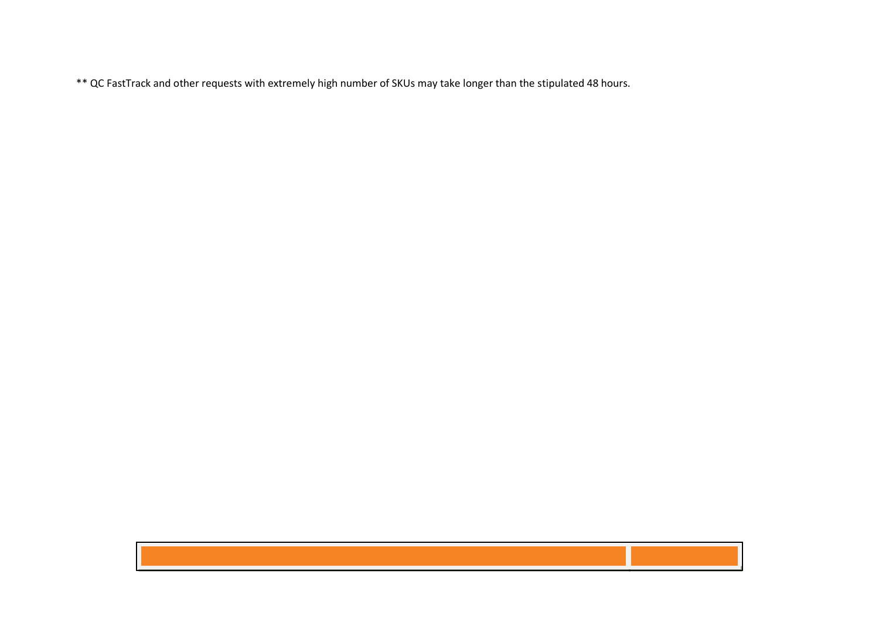** QC FastTrack and other requests with extremely high number of SKUs may take longer than the stipulated 48 hours.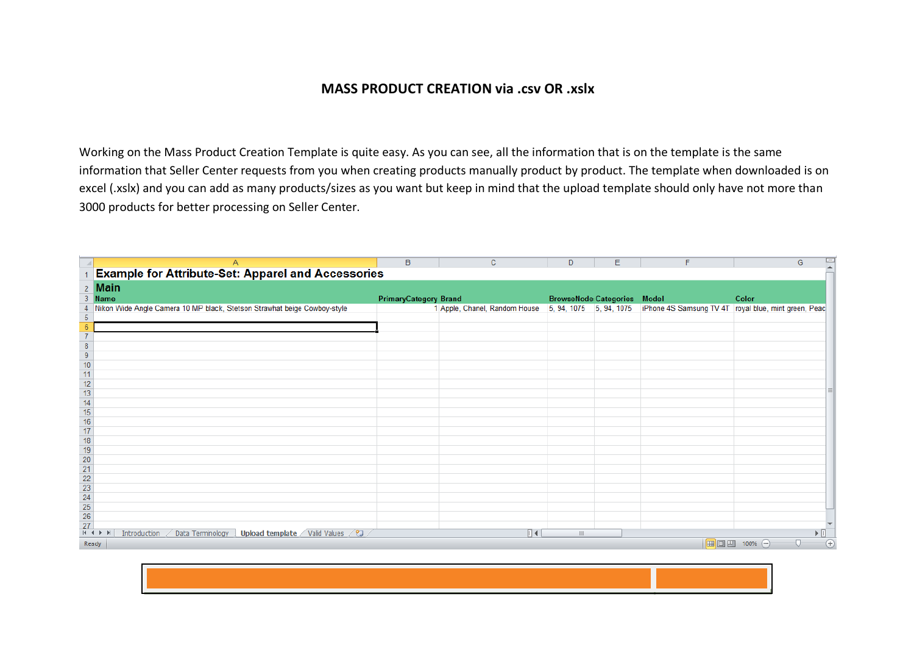# MASS PRODUCT CREATION via .csv OR .xslx

Working on the Mass Product Creation Template is quite easy. As you can see, all the information that is on the template is the same information that Seller Center requests from you when creating products manually product by product. The template when downloaded is on excel (.xslx) and you can add as many products/sizes as you want but keep in mind that the upload template should only have not more than 3000 products for better processing on Seller Center.

| | A | B | C | D | E | F | G |
|---|---|---|---|---|---|---|---|
| 1 | **Example for Attribute-Set: Apparel and Accessories** | | | | | | |
| 2 | **Main** | | | | | | |
| 3 | **Name** | **PrimaryCategory** | **Brand** | **BrowseNode** | **Categories** | **Model** | **Color** |
| 4 | Nikon Wide Angle Camera 10 MP black, Stetson Strawhat beige Cowboy-style | 1 | Apple, Chanel, Random House | 5, 94, 1075 | 5, 94, 1075 | iPhone 4S Samsung TV 4T | royal blue, mint green, Peac |
| 5 | | | | | | | |
| 6 | | | | | | | |
| 7 | | | | | | | |
| 8 | | | | | | | |
| 9 | | | | | | | |
| 10 | | | | | | | |
| 11 | | | | | | | |
| 12 | | | | | | | |
| 13 | | | | | | | |
| 14 | | | | | | | |
| 15 | | | | | | | |
| 16 | | | | | | | |
| 17 | | | | | | | |
| 18 | | | | | | | |
| 19 | | | | | | | |
| 20 | | | | | | | |
| 21 | | | | | | | |
| 22 | | | | | | | |
| 23 | | | | | | | |
| 24 | | | | | | | |
| 25 | | | | | | | |
| 26 | | | | | | | |
| 27 | | | | | | | |

Introduction / Data Terminology / **Upload template** / Valid Values

Ready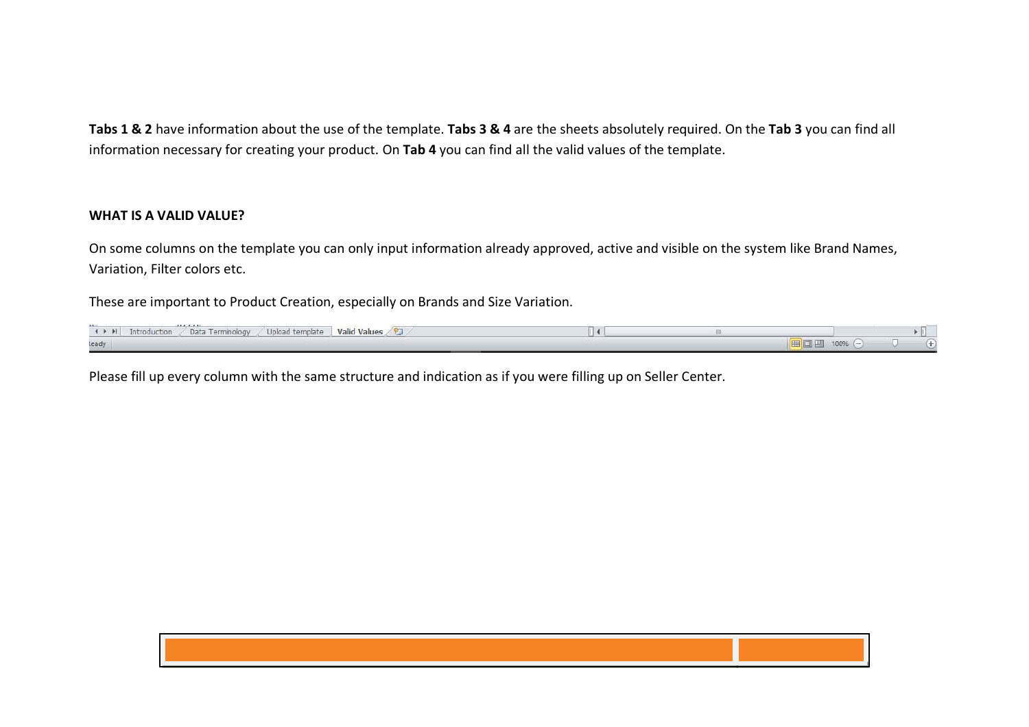**Tabs 1 & 2** have information about the use of the template. **Tabs 3 & 4** are the sheets absolutely required. On the **Tab 3** you can find all information necessary for creating your product. On **Tab 4** you can find all the valid values of the template.

**WHAT IS A VALID VALUE?**

On some columns on the template you can only input information already approved, active and visible on the system like Brand Names, Variation, Filter colors etc.

These are important to Product Creation, especially on Brands and Size Variation.

Please fill up every column with the same structure and indication as if you were filling up on Seller Center.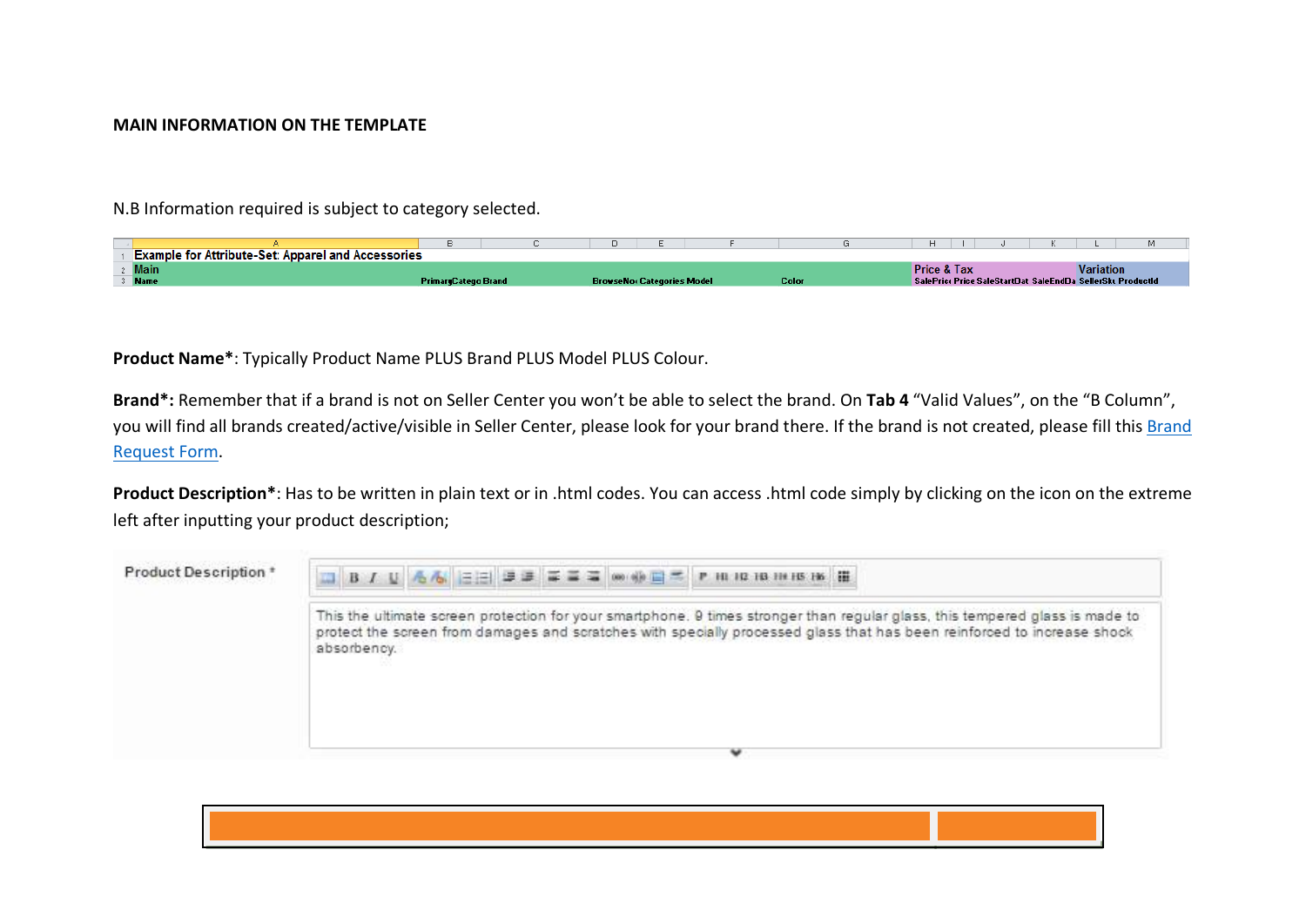**MAIN INFORMATION ON THE TEMPLATE**

N.B Information required is subject to category selected.

| | A | B | C | D | E | F | G | H | I | J | K | L | M |
|---|---|---|---|---|---|---|---|---|---|---|---|---|---|
| 1 | Example for Attribute-Set: Apparel and Accessories | | | | | | | | | | | | |
| 2 | Main | | | | | | | Price & Tax | | | | Variation | |
| 3 | Name | PrimaryCatego | Brand | BrowseNo | Categories | Model | Color | SalePrice | Price | SaleStartDat | SaleEndDa | SellerSku | ProductId |

**Product Name***: Typically Product Name PLUS Brand PLUS Model PLUS Colour.

**Brand*:** Remember that if a brand is not on Seller Center you won't be able to select the brand. On **Tab 4** "Valid Values", on the "B Column", you will find all brands created/active/visible in Seller Center, please look for your brand there. If the brand is not created, please fill this Brand Request Form.

**Product Description***: Has to be written in plain text or in .html codes. You can access .html code simply by clicking on the icon on the extreme left after inputting your product description;

Product Description *

This the ultimate screen protection for your smartphone. 9 times stronger than regular glass, this tempered glass is made to protect the screen from damages and scratches with specially processed glass that has been reinforced to increase shock absorbency.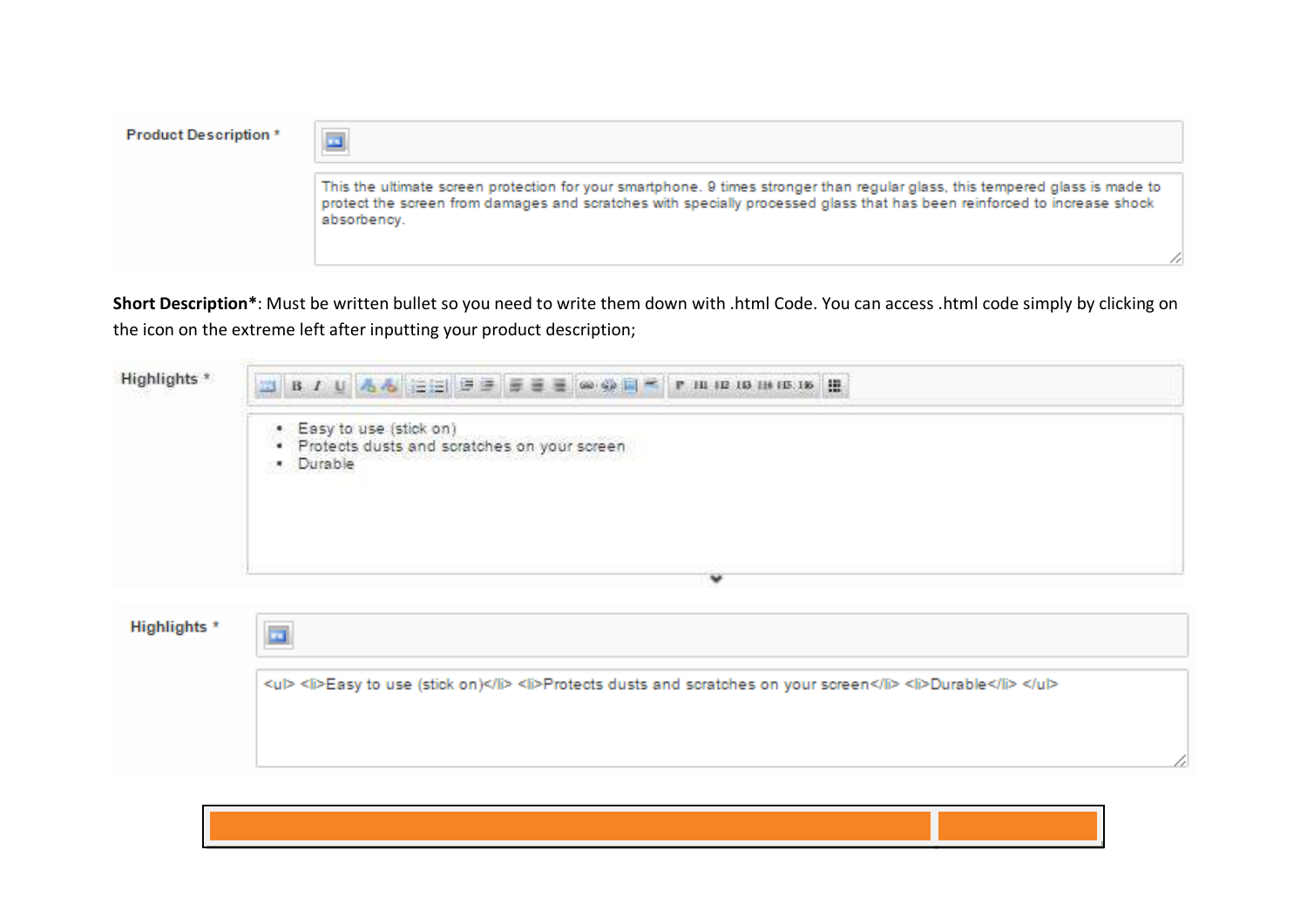**Product Description ***

This the ultimate screen protection for your smartphone. 9 times stronger than regular glass, this tempered glass is made to protect the screen from damages and scratches with specially processed glass that has been reinforced to increase shock absorbency.

**Short Description***: Must be written bullet so you need to write them down with .html Code. You can access .html code simply by clicking on the icon on the extreme left after inputting your product description;

**Highlights ***

- Easy to use (stick on)
- Protects dusts and scratches on your screen
- Durable

**Highlights ***

```
<ul> <li>Easy to use (stick on)</li> <li>Protects dusts and scratches on your screen</li> <li>Durable</li> </ul>
```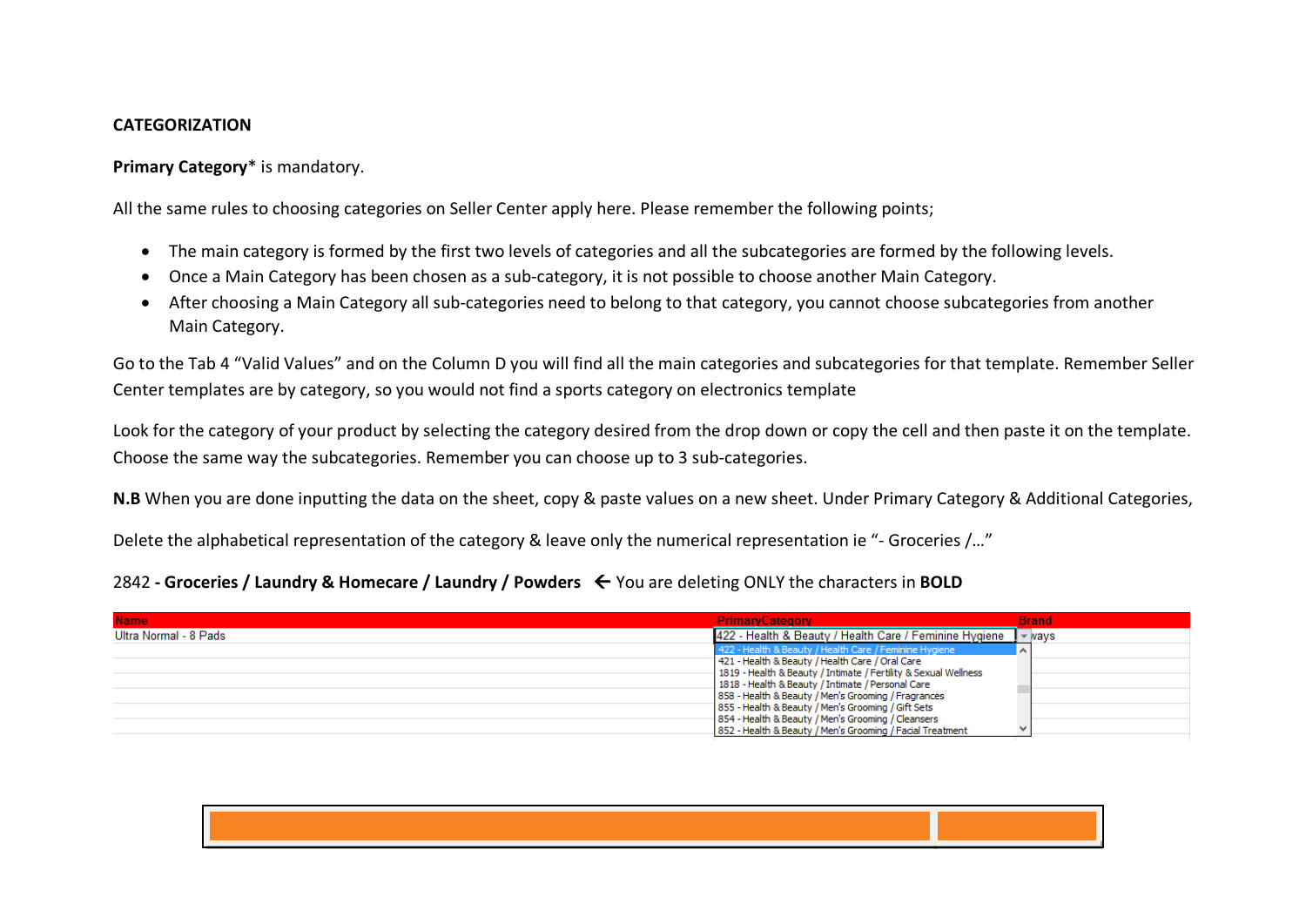**CATEGORIZATION**

**Primary Category*** is mandatory.

All the same rules to choosing categories on Seller Center apply here. Please remember the following points;

- The main category is formed by the first two levels of categories and all the subcategories are formed by the following levels.
- Once a Main Category has been chosen as a sub-category, it is not possible to choose another Main Category.
- After choosing a Main Category all sub-categories need to belong to that category, you cannot choose subcategories from another Main Category.

Go to the Tab 4 "Valid Values" and on the Column D you will find all the main categories and subcategories for that template. Remember Seller Center templates are by category, so you would not find a sports category on electronics template

Look for the category of your product by selecting the category desired from the drop down or copy the cell and then paste it on the template. Choose the same way the subcategories. Remember you can choose up to 3 sub-categories.

**N.B** When you are done inputting the data on the sheet, copy & paste values on a new sheet. Under Primary Category & Additional Categories,

Delete the alphabetical representation of the category & leave only the numerical representation ie "- Groceries /…"

2842 **- Groceries / Laundry & Homecare / Laundry / Powders** ← You are deleting ONLY the characters in **BOLD**

| Name | PrimaryCategory | Brand |
|---|---|---|
| Ultra Normal - 8 Pads | 422 - Health & Beauty / Health Care / Feminine Hygiene | ways |
| | 422 - Health & Beauty / Health Care / Feminine Hygiene | |
| | 421 - Health & Beauty / Health Care / Oral Care | |
| | 1819 - Health & Beauty / Intimate / Fertility & Sexual Wellness | |
| | 1818 - Health & Beauty / Intimate / Personal Care | |
| | 858 - Health & Beauty / Men's Grooming / Fragrances | |
| | 855 - Health & Beauty / Men's Grooming / Gift Sets | |
| | 854 - Health & Beauty / Men's Grooming / Cleansers | |
| | 852 - Health & Beauty / Men's Grooming / Facial Treatment | |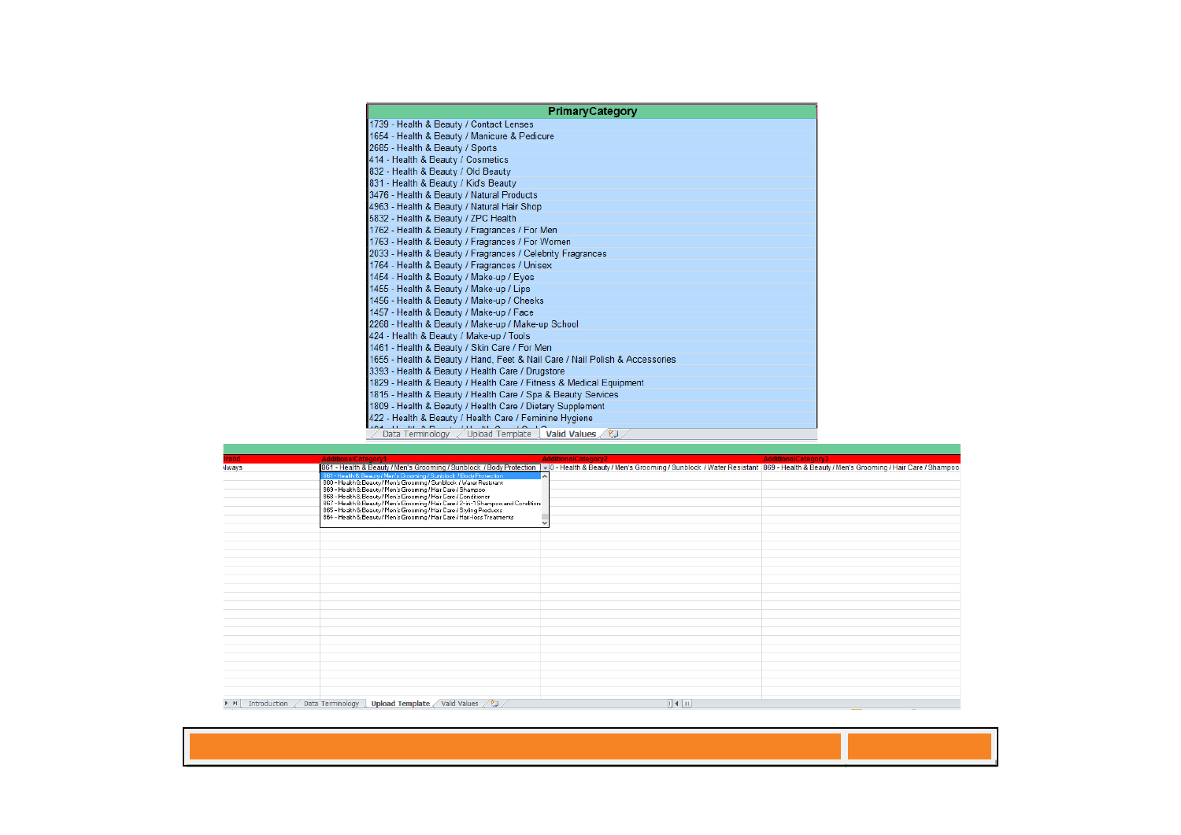| PrimaryCategory |
|---|
| 1739 - Health & Beauty / Contact Lenses |
| 1654 - Health & Beauty / Manicure & Pedicure |
| 2685 - Health & Beauty / Sports |
| 414 - Health & Beauty / Cosmetics |
| 832 - Health & Beauty / Old Beauty |
| 831 - Health & Beauty / Kid's Beauty |
| 3476 - Health & Beauty / Natural Products |
| 4963 - Health & Beauty / Natural Hair Shop |
| 5832 - Health & Beauty / ZPC Health |
| 1762 - Health & Beauty / Fragrances / For Men |
| 1763 - Health & Beauty / Fragrances / For Women |
| 2033 - Health & Beauty / Fragrances / Celebrity Fragrances |
| 1764 - Health & Beauty / Fragrances / Unisex |
| 1454 - Health & Beauty / Make-up / Eyes |
| 1455 - Health & Beauty / Make-up / Lips |
| 1456 - Health & Beauty / Make-up / Cheeks |
| 1457 - Health & Beauty / Make-up / Face |
| 2268 - Health & Beauty / Make-up / Make-up School |
| 424 - Health & Beauty / Make-up / Tools |
| 1461 - Health & Beauty / Skin Care / For Men |
| 1655 - Health & Beauty / Hand, Feet & Nail Care / Nail Polish & Accessories |
| 3393 - Health & Beauty / Health Care / Drugstore |
| 1829 - Health & Beauty / Health Care / Fitness & Medical Equipment |
| 1815 - Health & Beauty / Health Care / Spa & Beauty Services |
| 1809 - Health & Beauty / Health Care / Dietary Supplement |
| 422 - Health & Beauty / Health Care / Feminine Hygiene |

Data Terminology | Upload Template | Valid Values

| Brand | AdditionalCategory1 | AdditionalCategory2 | AdditionalCategory3 |
|---|---|---|---|
| Always | 861 - Health & Beauty / Men's Grooming / Sunblock / Body Protection | 860 - Health & Beauty / Men's Grooming / Sunblock / Water Resistant | 869 - Health & Beauty / Men's Grooming / Hair Care / Shampoo |

Dropdown list:

- 861 - Health & Beauty / Men's Grooming / Sunblock / Body Protection
- 860 - Health & Beauty / Men's Grooming / Sunblock / Water Resistant
- 869 - Health & Beauty / Men's Grooming / Hair Care / Shampoo
- 868 - Health & Beauty / Men's Grooming / Hair Care / Conditioner
- 867 - Health & Beauty / Men's Grooming / Hair Care / 2-in-1 Shampoo and Condition
- 865 - Health & Beauty / Men's Grooming / Hair Care / Styling Products
- 864 - Health & Beauty / Men's Grooming / Hair Care / Hair-loss Treatments

Introduction | Data Terminology | Upload Template | Valid Values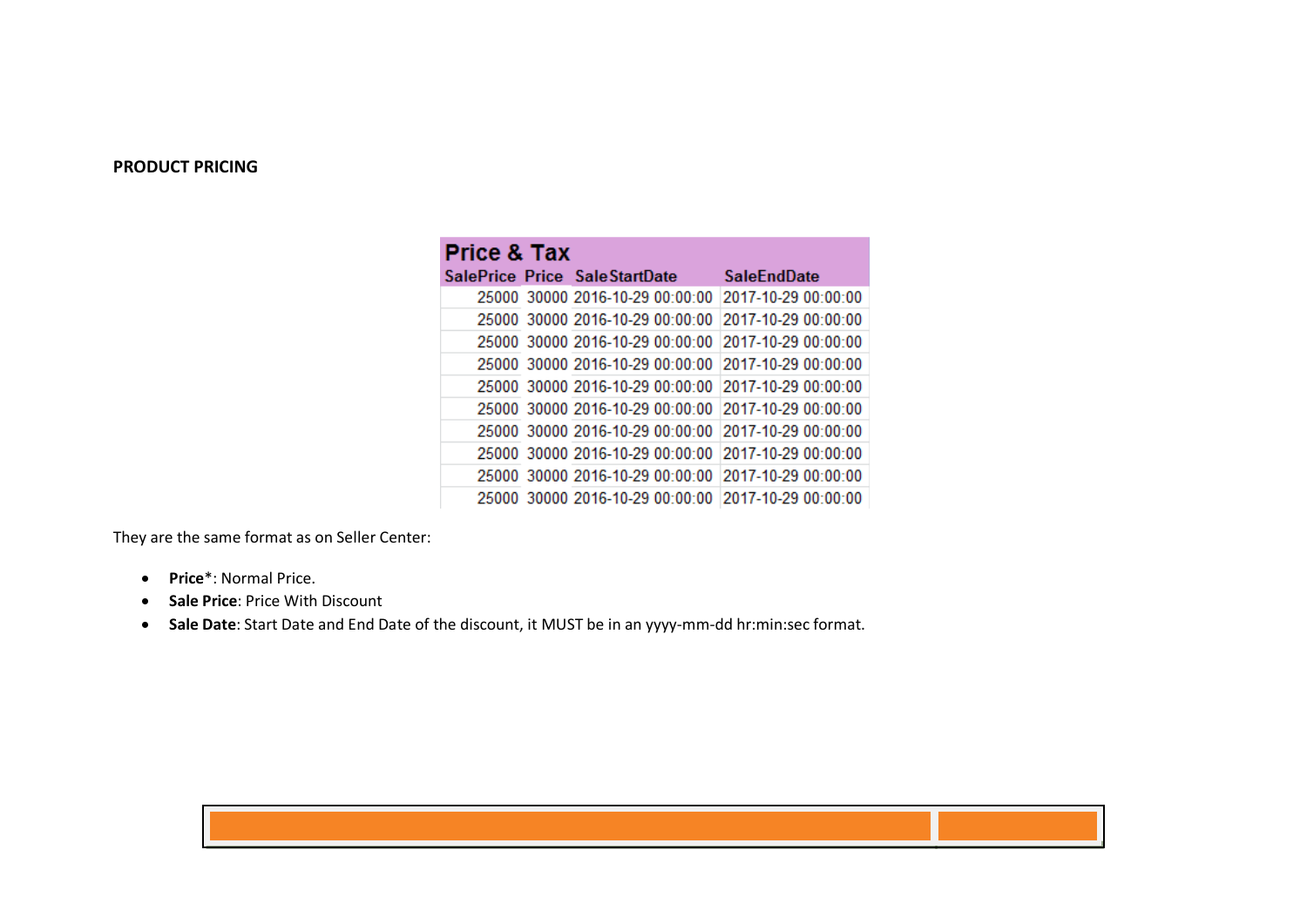**PRODUCT PRICING**

| Price & Tax | | | |
|---|---|---|---|
| SalePrice | Price | SaleStartDate | SaleEndDate |
| 25000 | 30000 | 2016-10-29 00:00:00 | 2017-10-29 00:00:00 |
| 25000 | 30000 | 2016-10-29 00:00:00 | 2017-10-29 00:00:00 |
| 25000 | 30000 | 2016-10-29 00:00:00 | 2017-10-29 00:00:00 |
| 25000 | 30000 | 2016-10-29 00:00:00 | 2017-10-29 00:00:00 |
| 25000 | 30000 | 2016-10-29 00:00:00 | 2017-10-29 00:00:00 |
| 25000 | 30000 | 2016-10-29 00:00:00 | 2017-10-29 00:00:00 |
| 25000 | 30000 | 2016-10-29 00:00:00 | 2017-10-29 00:00:00 |
| 25000 | 30000 | 2016-10-29 00:00:00 | 2017-10-29 00:00:00 |
| 25000 | 30000 | 2016-10-29 00:00:00 | 2017-10-29 00:00:00 |
| 25000 | 30000 | 2016-10-29 00:00:00 | 2017-10-29 00:00:00 |

They are the same format as on Seller Center:

- **Price***: Normal Price.
- **Sale Price**: Price With Discount
- **Sale Date**: Start Date and End Date of the discount, it MUST be in an yyyy-mm-dd hr:min:sec format.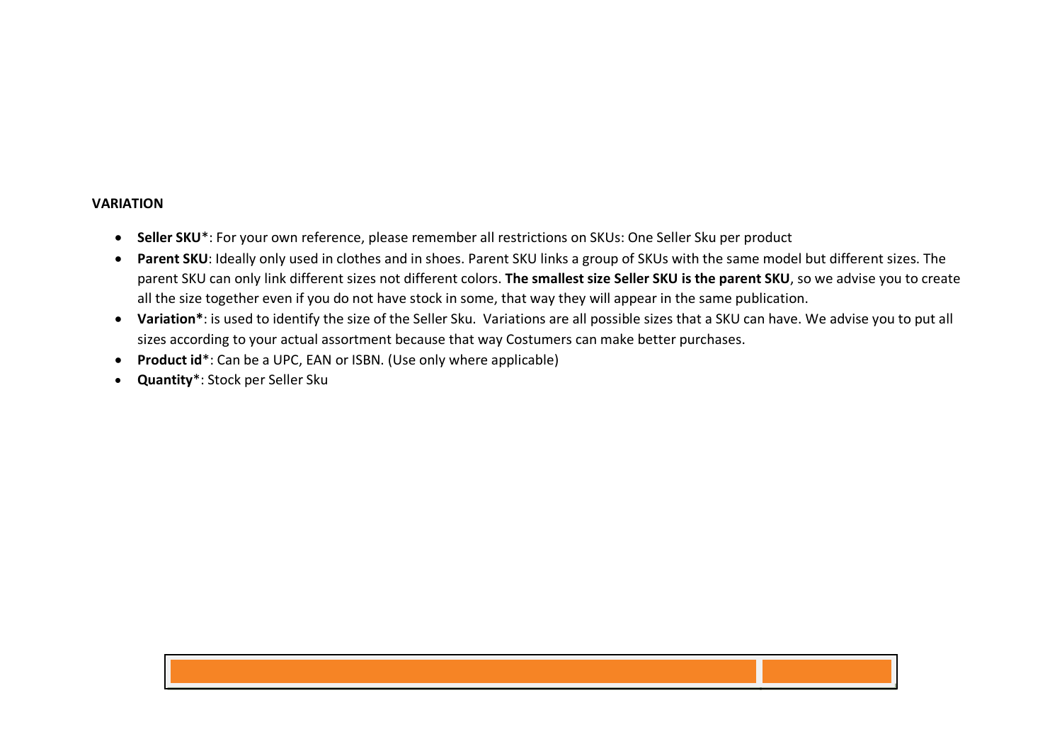**VARIATION**

- **Seller SKU***: For your own reference, please remember all restrictions on SKUs: One Seller Sku per product
- **Parent SKU**: Ideally only used in clothes and in shoes. Parent SKU links a group of SKUs with the same model but different sizes. The parent SKU can only link different sizes not different colors. **The smallest size Seller SKU is the parent SKU**, so we advise you to create all the size together even if you do not have stock in some, that way they will appear in the same publication.
- **Variation***: is used to identify the size of the Seller Sku.  Variations are all possible sizes that a SKU can have. We advise you to put all sizes according to your actual assortment because that way Costumers can make better purchases.
- **Product id***: Can be a UPC, EAN or ISBN. (Use only where applicable)
- **Quantity***: Stock per Seller Sku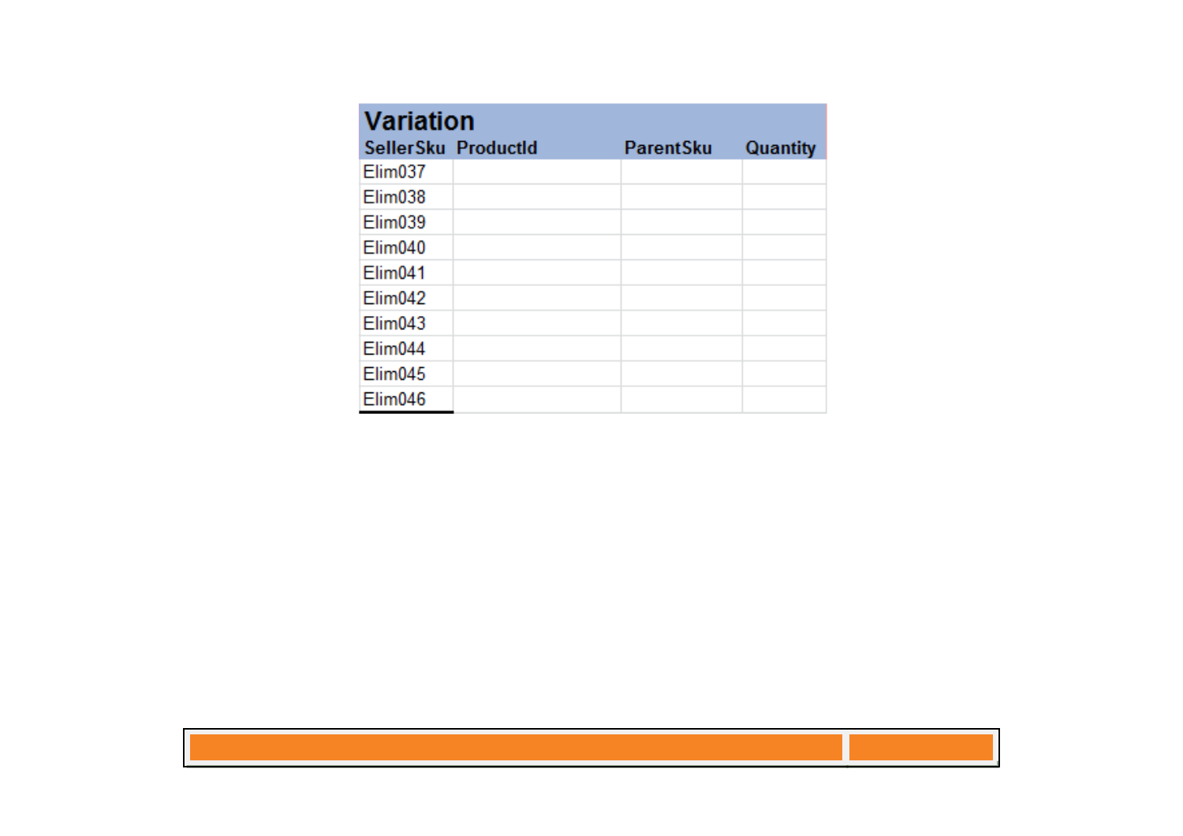| Variation | | | |
|---|---|---|---|
| SellerSku | ProductId | ParentSku | Quantity |
| Elim037 | | | |
| Elim038 | | | |
| Elim039 | | | |
| Elim040 | | | |
| Elim041 | | | |
| Elim042 | | | |
| Elim043 | | | |
| Elim044 | | | |
| Elim045 | | | |
| Elim046 | | | |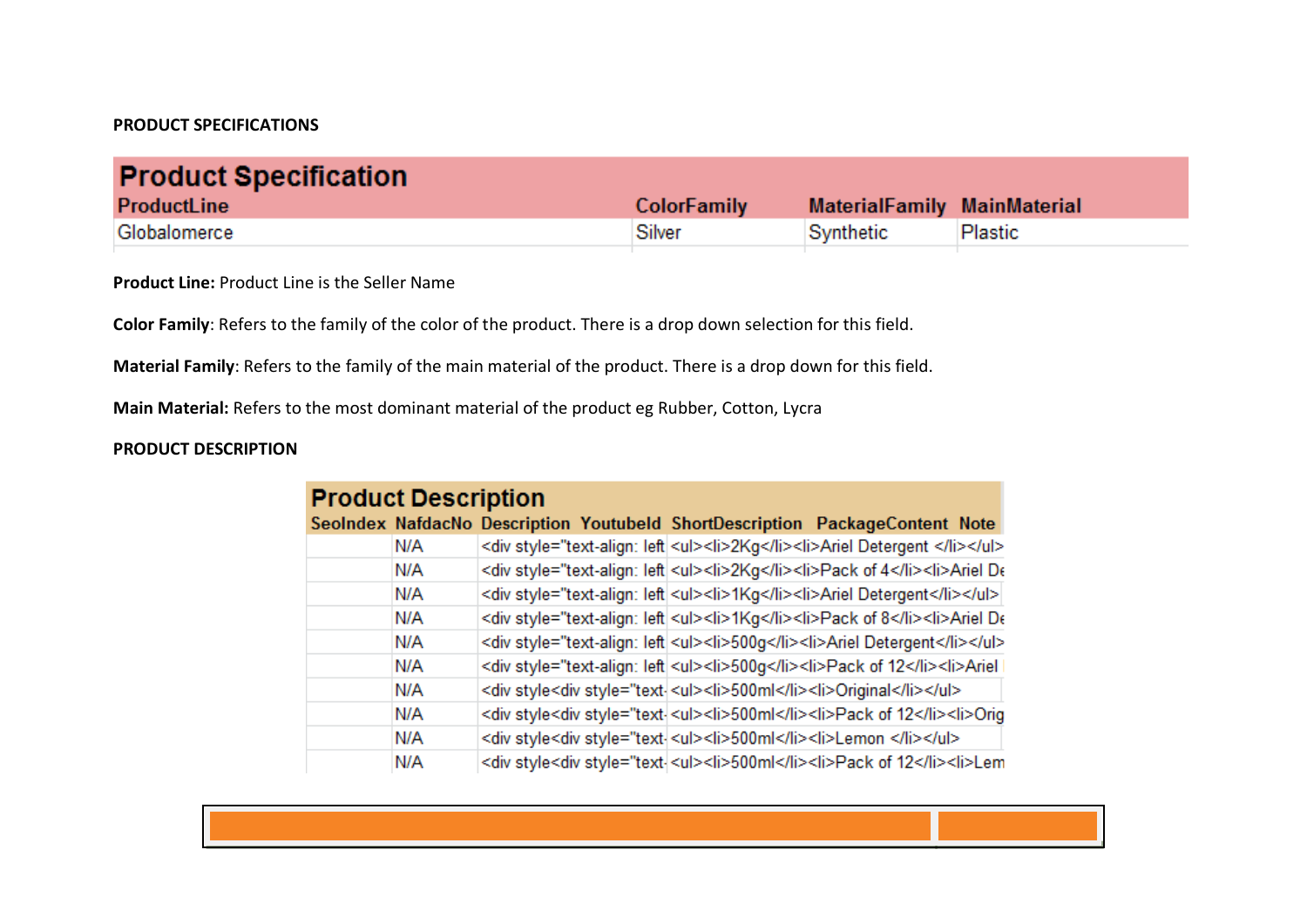**PRODUCT SPECIFICATIONS**

| Product Specification | | | |
|---|---|---|---|
| ProductLine | ColorFamily | MaterialFamily | MainMaterial |
| Globalomerce | Silver | Synthetic | Plastic |

**Product Line:** Product Line is the Seller Name

**Color Family**: Refers to the family of the color of the product. There is a drop down selection for this field.

**Material Family**: Refers to the family of the main material of the product. There is a drop down for this field.

**Main Material:** Refers to the most dominant material of the product eg Rubber, Cotton, Lycra

**PRODUCT DESCRIPTION**

| Product Description | | | | | | |
|---|---|---|---|---|---|---|
| SeoIndex | NafdacNo | Description | YoutubeId | ShortDescription | PackageContent | Note |
| | N/A | <div style="text-align: left | | <ul><li>2Kg</li><li>Ariel Detergent </li></ul> | | |
| | N/A | <div style="text-align: left | | <ul><li>2Kg</li><li>Pack of 4</li><li>Ariel De | | |
| | N/A | <div style="text-align: left | | <ul><li>1Kg</li><li>Ariel Detergent</li></ul> | | |
| | N/A | <div style="text-align: left | | <ul><li>1Kg</li><li>Pack of 8</li><li>Ariel De | | |
| | N/A | <div style="text-align: left | | <ul><li>500g</li><li>Ariel Detergent</li></ul> | | |
| | N/A | <div style="text-align: left | | <ul><li>500g</li><li>Pack of 12</li><li>Ariel | | |
| | N/A | <div style<div style="text- | | <ul><li>500ml</li><li>Original</li></ul> | | |
| | N/A | <div style<div style="text- | | <ul><li>500ml</li><li>Pack of 12</li><li>Orig | | |
| | N/A | <div style<div style="text- | | <ul><li>500ml</li><li>Lemon </li></ul> | | |
| | N/A | <div style<div style="text- | | <ul><li>500ml</li><li>Pack of 12</li><li>Lem | | |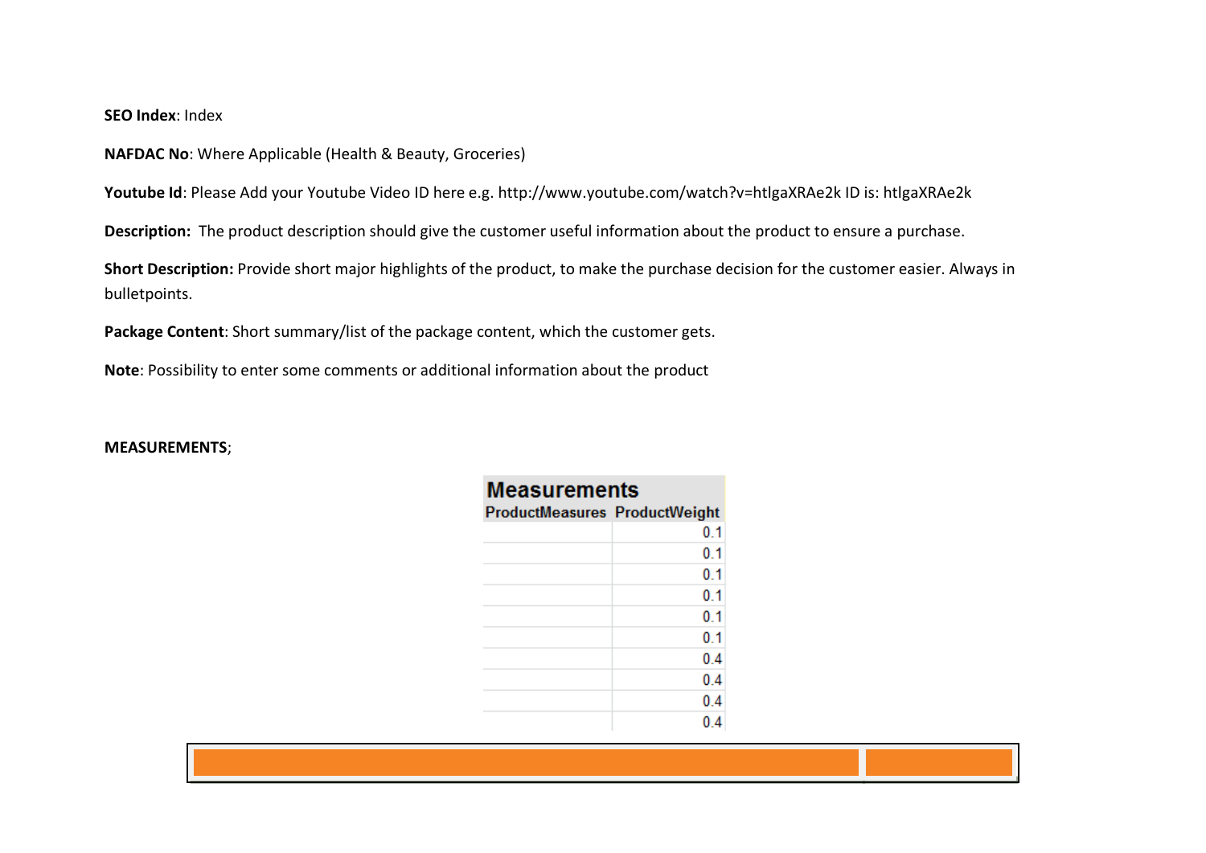**SEO Index**: Index

**NAFDAC No**: Where Applicable (Health & Beauty, Groceries)

**Youtube Id**: Please Add your Youtube Video ID here e.g. http://www.youtube.com/watch?v=htlgaXRAe2k ID is: htlgaXRAe2k

**Description:** The product description should give the customer useful information about the product to ensure a purchase.

**Short Description:** Provide short major highlights of the product, to make the purchase decision for the customer easier. Always in bulletpoints.

**Package Content**: Short summary/list of the package content, which the customer gets.

**Note**: Possibility to enter some comments or additional information about the product

**MEASUREMENTS**;

| Measurements | |
|---|---|
| ProductMeasures | ProductWeight |
| | 0.1 |
| | 0.1 |
| | 0.1 |
| | 0.1 |
| | 0.1 |
| | 0.1 |
| | 0.4 |
| | 0.4 |
| | 0.4 |
| | 0.4 |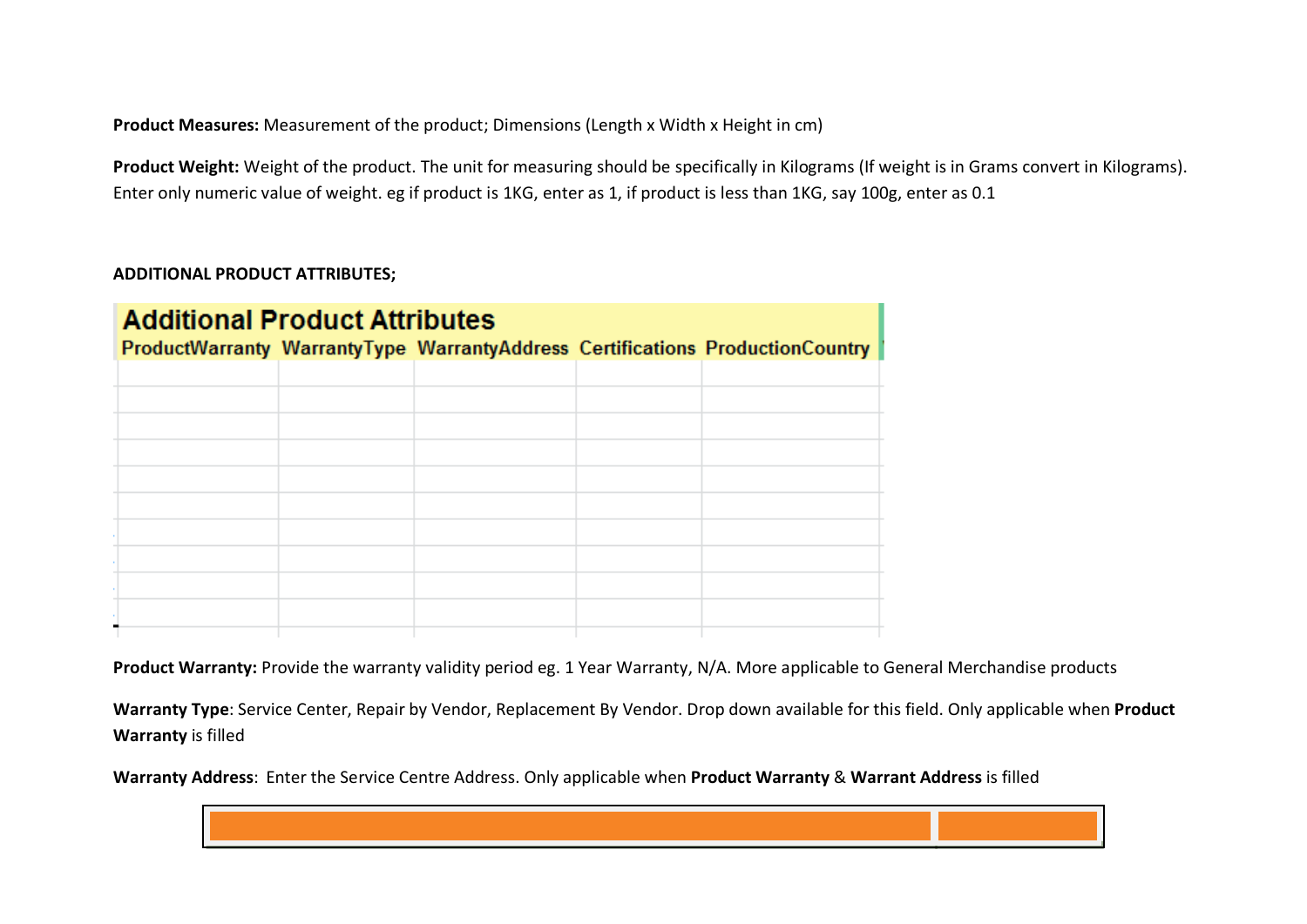**Product Measures:** Measurement of the product; Dimensions (Length x Width x Height in cm)

**Product Weight:** Weight of the product. The unit for measuring should be specifically in Kilograms (If weight is in Grams convert in Kilograms). Enter only numeric value of weight. eg if product is 1KG, enter as 1, if product is less than 1KG, say 100g, enter as 0.1

**ADDITIONAL PRODUCT ATTRIBUTES;**

| Additional Product Attributes | | | | |
|---|---|---|---|---|
| ProductWarranty | WarrantyType | WarrantyAddress | Certifications | ProductionCountry |
| | | | | |
| | | | | |
| | | | | |
| | | | | |
| | | | | |
| | | | | |
| | | | | |
| | | | | |
| | | | | |

**Product Warranty:** Provide the warranty validity period eg. 1 Year Warranty, N/A. More applicable to General Merchandise products

**Warranty Type**: Service Center, Repair by Vendor, Replacement By Vendor. Drop down available for this field. Only applicable when **Product Warranty** is filled

**Warranty Address**: Enter the Service Centre Address. Only applicable when **Product Warranty** & **Warrant Address** is filled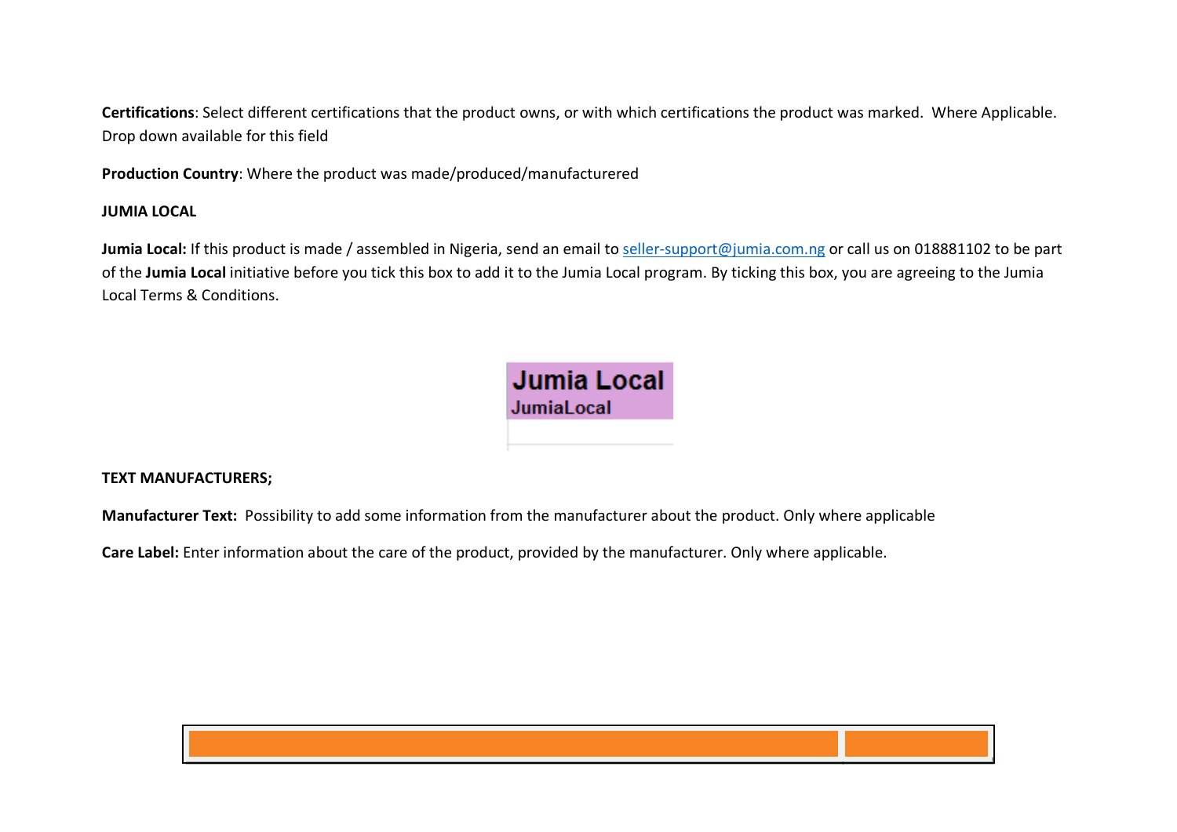**Certifications**: Select different certifications that the product owns, or with which certifications the product was marked. Where Applicable. Drop down available for this field

**Production Country**: Where the product was made/produced/manufacturered

**JUMIA LOCAL**

**Jumia Local:** If this product is made / assembled in Nigeria, send an email to seller-support@jumia.com.ng or call us on 018881102 to be part of the **Jumia Local** initiative before you tick this box to add it to the Jumia Local program. By ticking this box, you are agreeing to the Jumia Local Terms & Conditions.

| Jumia Local<br>JumiaLocal |
| --- |
| |

**TEXT MANUFACTURERS;**

**Manufacturer Text:** Possibility to add some information from the manufacturer about the product. Only where applicable

**Care Label:** Enter information about the care of the product, provided by the manufacturer. Only where applicable.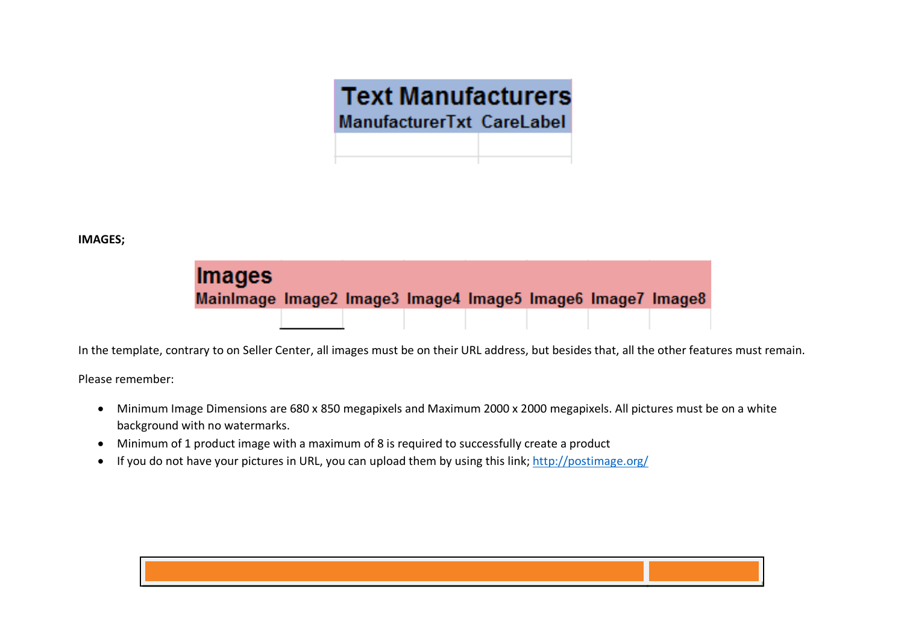| Text Manufacturers | |
|---|---|
| ManufacturerTxt | CareLabel |
| | |

**IMAGES;**

| Images | | | | | | | |
|---|---|---|---|---|---|---|---|
| MainImage | Image2 | Image3 | Image4 | Image5 | Image6 | Image7 | Image8 |
| | | | | | | | |

In the template, contrary to on Seller Center, all images must be on their URL address, but besides that, all the other features must remain.

Please remember:

- Minimum Image Dimensions are 680 x 850 megapixels and Maximum 2000 x 2000 megapixels. All pictures must be on a white background with no watermarks.
- Minimum of 1 product image with a maximum of 8 is required to successfully create a product
- If you do not have your pictures in URL, you can upload them by using this link; [http://postimage.org/](http://postimage.org/)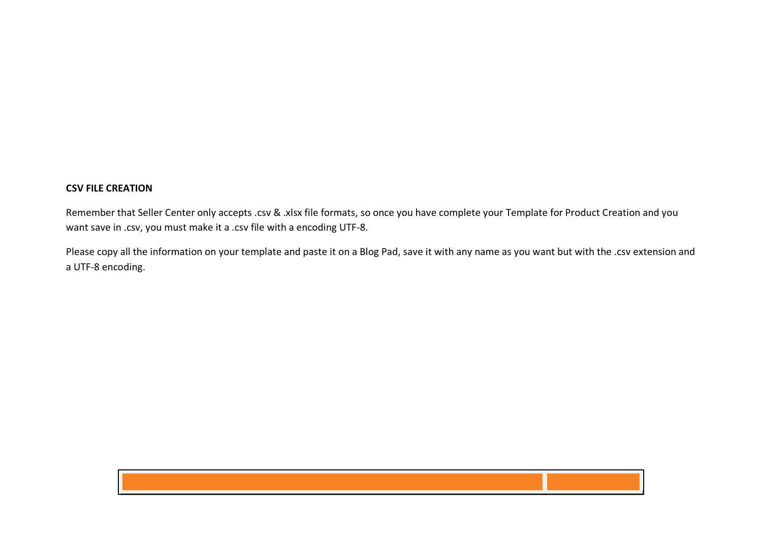**CSV FILE CREATION**

Remember that Seller Center only accepts .csv & .xlsx file formats, so once you have complete your Template for Product Creation and you want save in .csv, you must make it a .csv file with a encoding UTF-8.

Please copy all the information on your template and paste it on a Blog Pad, save it with any name as you want but with the .csv extension and a UTF-8 encoding.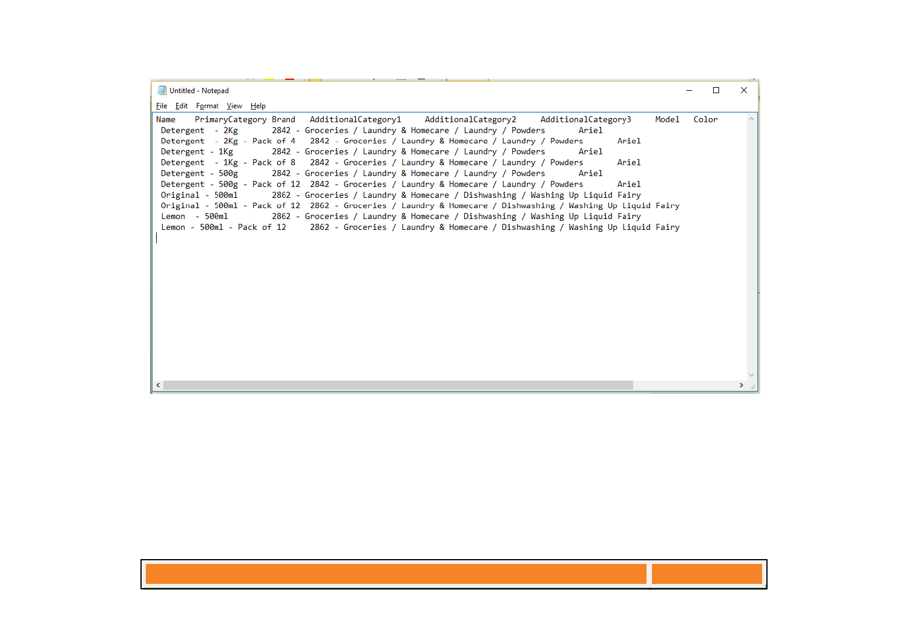```
Name	PrimaryCategory Brand	AdditionalCategory1	AdditionalCategory2	AdditionalCategory3	Model	Color
 Detergent  - 2Kg	2842 - Groceries / Laundry & Homecare / Laundry / Powders	Ariel
 Detergent  - 2Kg - Pack of 4	2842 - Groceries / Laundry & Homecare / Laundry / Powders	Ariel
 Detergent - 1Kg	2842 - Groceries / Laundry & Homecare / Laundry / Powders	Ariel
 Detergent  - 1Kg - Pack of 8	2842 - Groceries / Laundry & Homecare / Laundry / Powders	Ariel
 Detergent - 500g	2842 - Groceries / Laundry & Homecare / Laundry / Powders	Ariel
 Detergent - 500g - Pack of 12	2842 - Groceries / Laundry & Homecare / Laundry / Powders	Ariel
 Original - 500ml	2862 - Groceries / Laundry & Homecare / Dishwashing / Washing Up Liquid Fairy
 Original - 500ml - Pack of 12	2862 - Groceries / Laundry & Homecare / Dishwashing / Washing Up Liquid Fairy
 Lemon  - 500ml	2862 - Groceries / Laundry & Homecare / Dishwashing / Washing Up Liquid Fairy
 Lemon - 500ml - Pack of 12	2862 - Groceries / Laundry & Homecare / Dishwashing / Washing Up Liquid Fairy
```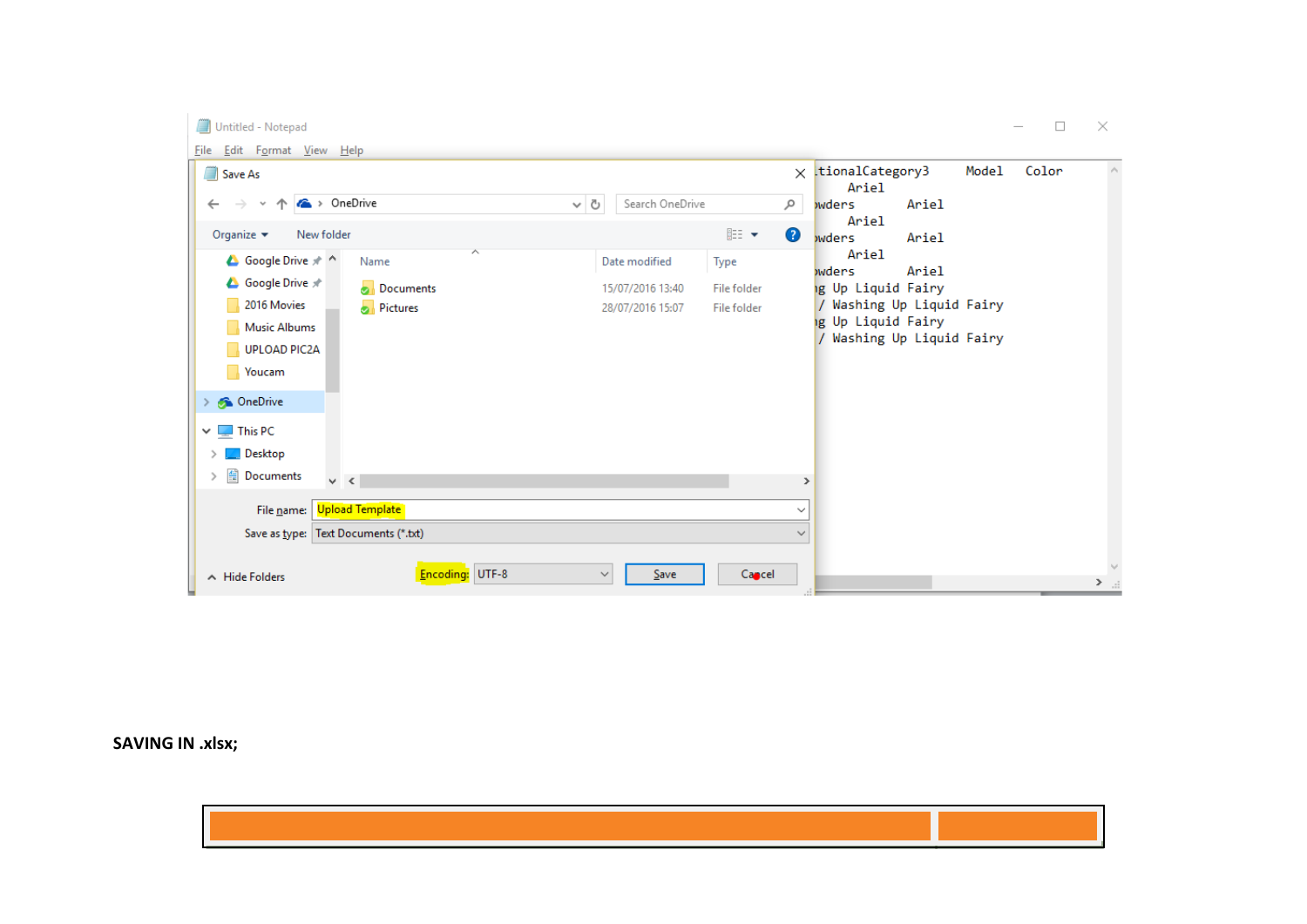SAVING IN .xlsx;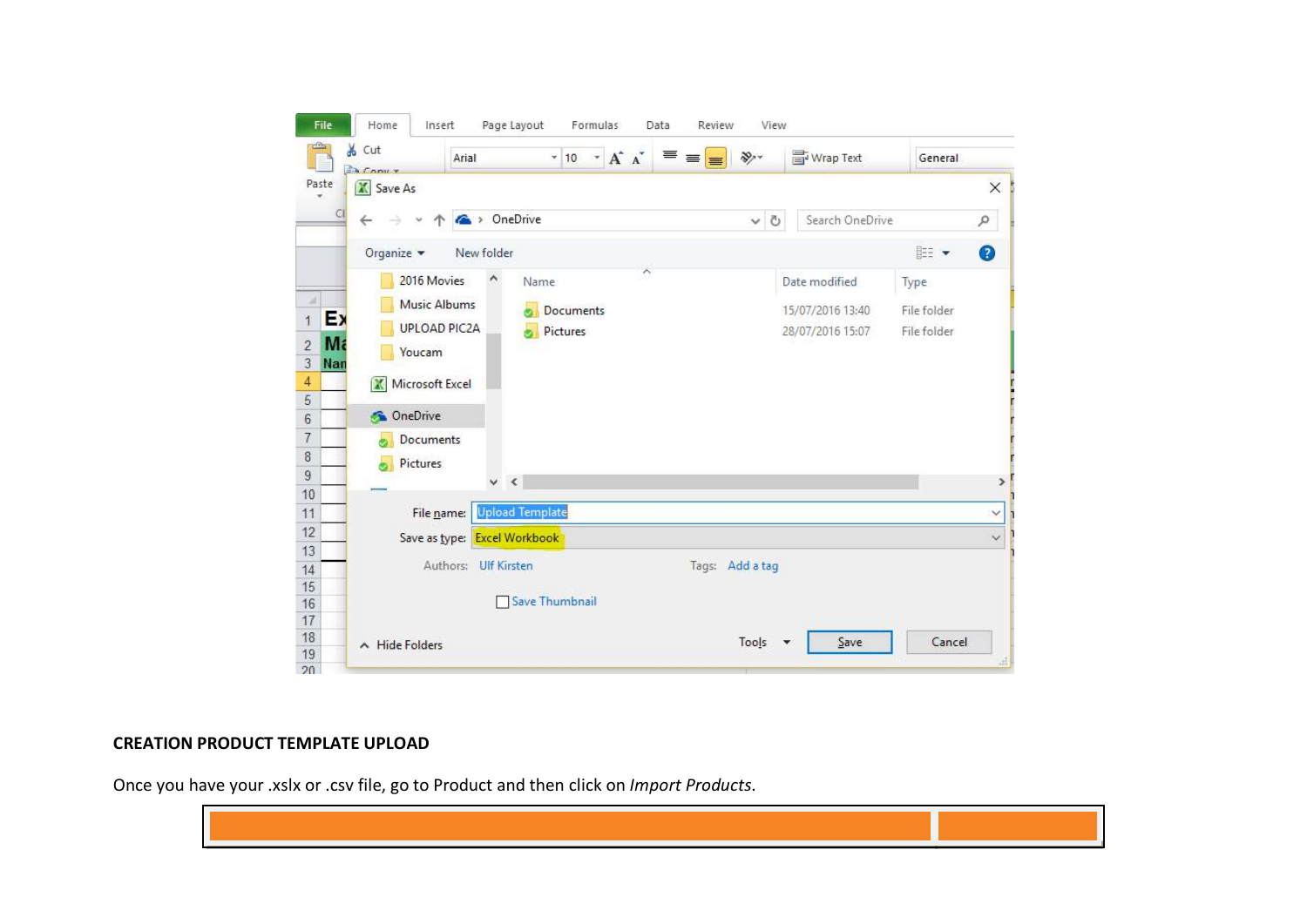## CREATION PRODUCT TEMPLATE UPLOAD

Once you have your .xslx or .csv file, go to Product and then click on *Import Products*.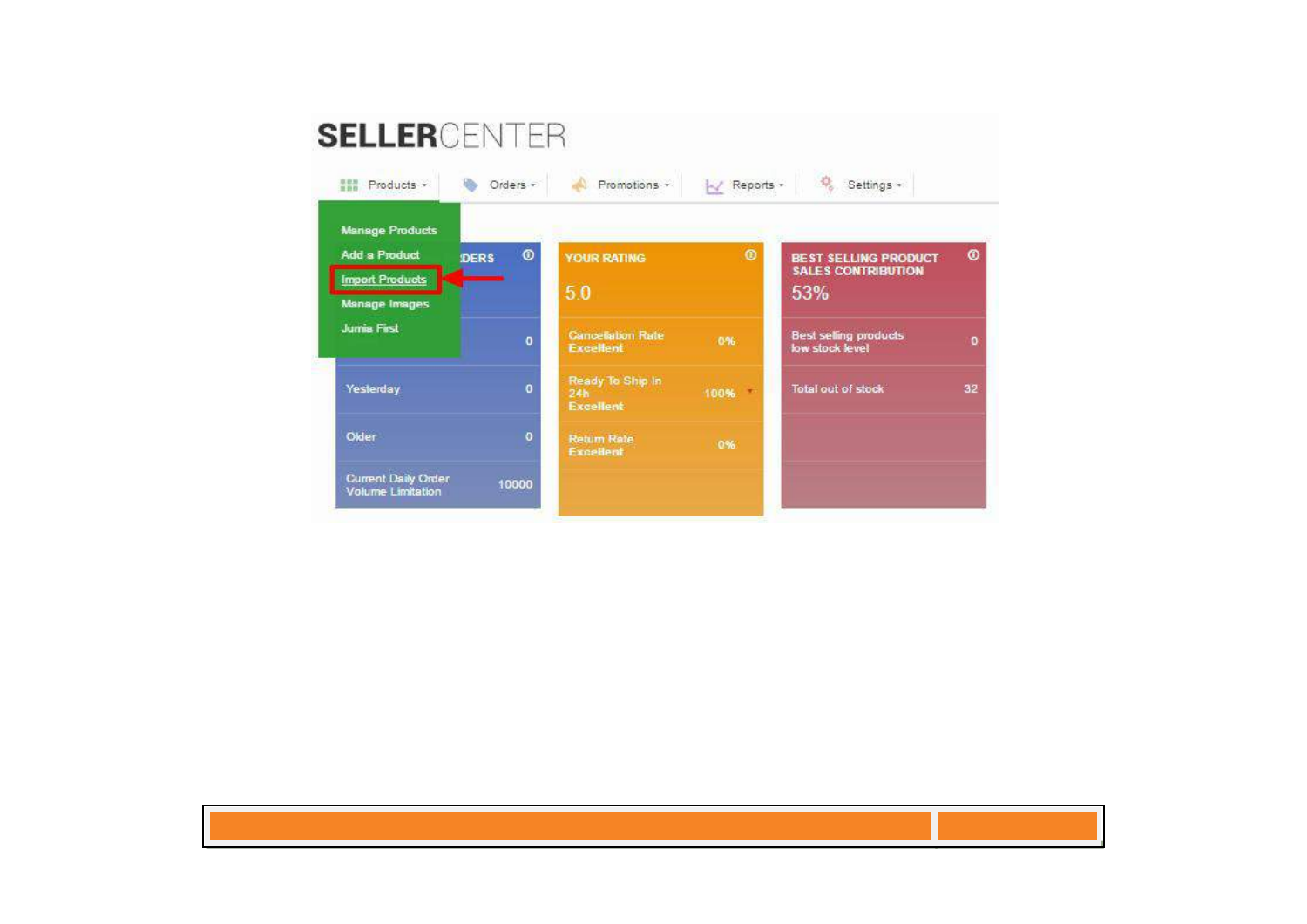SELLERCENTER

Products · Orders · Promotions · Reports · Settings

- Manage Products
- Add a Product
- Import Products
- Manage Images
- Jumia First

| ...DERS | |
|---|---|
| | 0 |
| Yesterday | 0 |
| Older | 0 |
| Current Daily Order Volume Limitation | 10000 |

| YOUR RATING | 5.0 |
|---|---|
| Cancellation Rate Excellent | 0% |
| Ready To Ship In 24h Excellent | 100% |
| Return Rate Excellent | 0% |

| BEST SELLING PRODUCT SALES CONTRIBUTION | 53% |
|---|---|
| Best selling products low stock level | 0 |
| Total out of stock | 32 |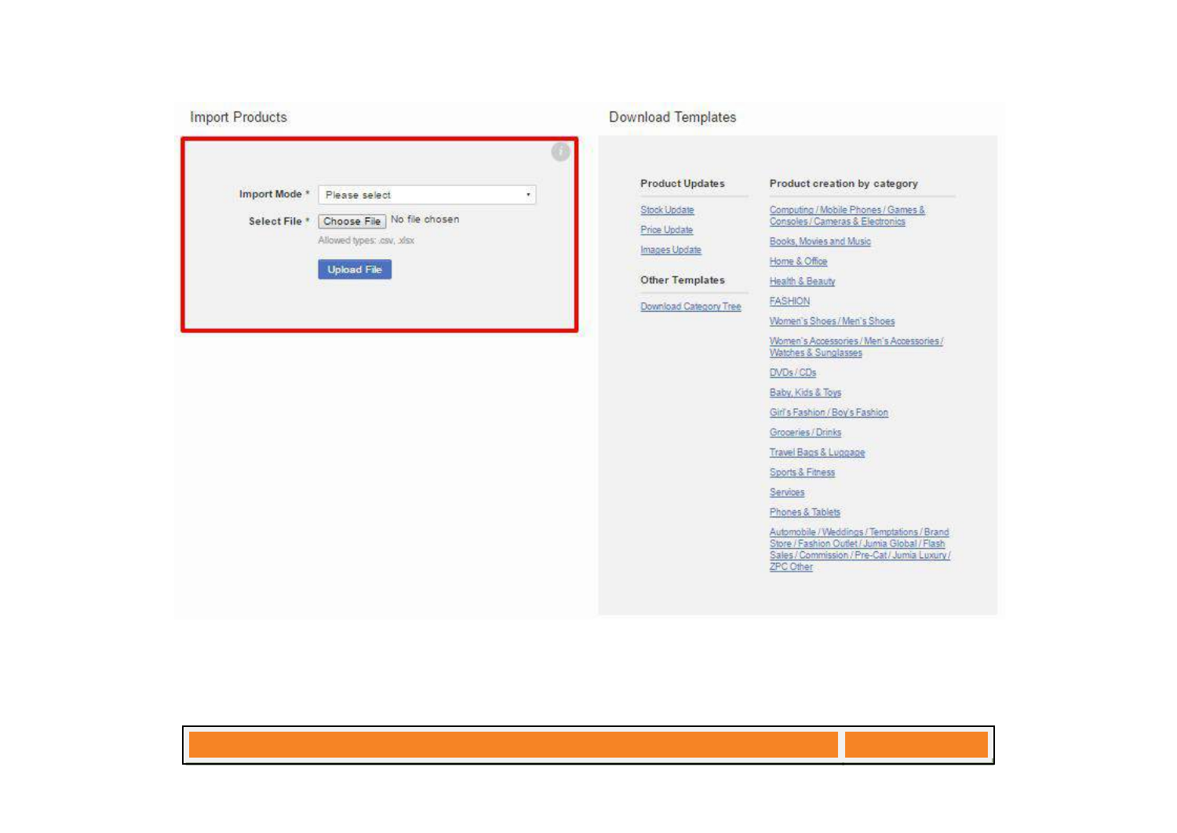## Import Products

**Import Mode** * Please select

**Select File** * Choose File No file chosen

Allowed types: .csv, .xlsx

Upload File

## Download Templates

**Product Updates**

- Stock Update
- Price Update
- Images Update

**Other Templates**

- Download Category Tree

**Product creation by category**

- Computing / Mobile Phones / Games & Consoles / Cameras & Electronics
- Books, Movies and Music
- Home & Office
- Health & Beauty
- FASHION
- Women's Shoes / Men's Shoes
- Women's Accessories / Men's Accessories / Watches & Sunglasses
- DVDs / CDs
- Baby, Kids & Toys
- Girl's Fashion / Boy's Fashion
- Groceries / Drinks
- Travel Bags & Luggage
- Sports & Fitness
- Services
- Phones & Tablets
- Automobile / Weddings / Temptations / Brand Store / Fashion Outlet / Jumia Global / Flash Sales / Commission / Pre-Cat / Jumia Luxury / ZPC Other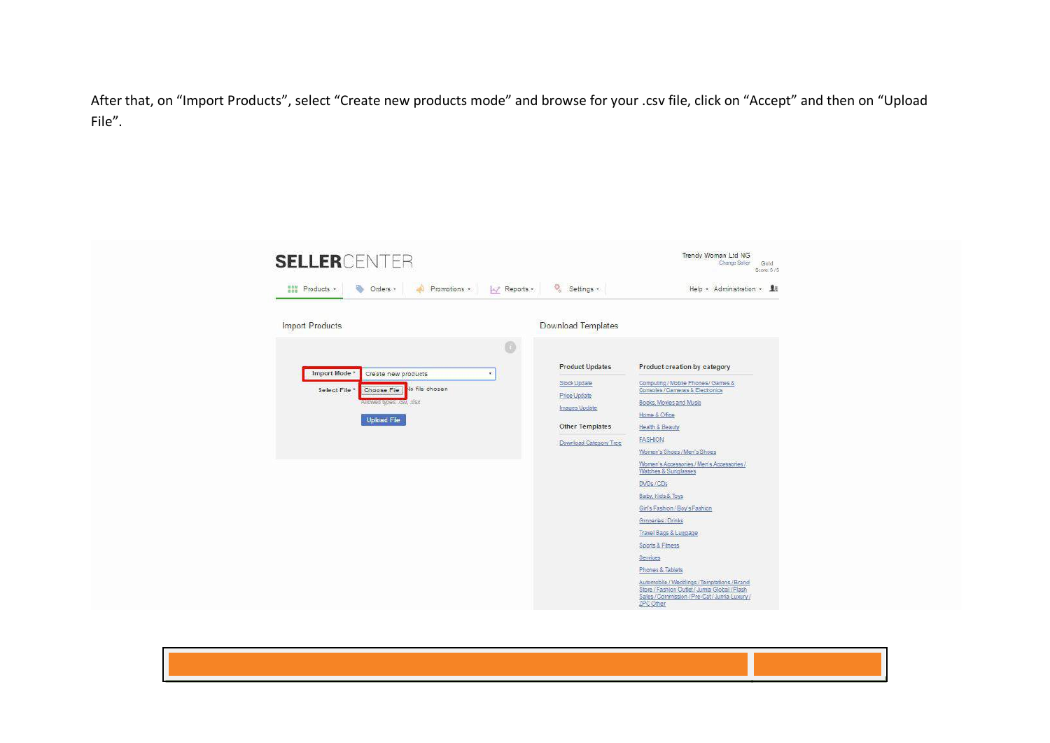After that, on “Import Products”, select “Create new products mode” and browse for your .csv file, click on “Accept” and then on “Upload File”.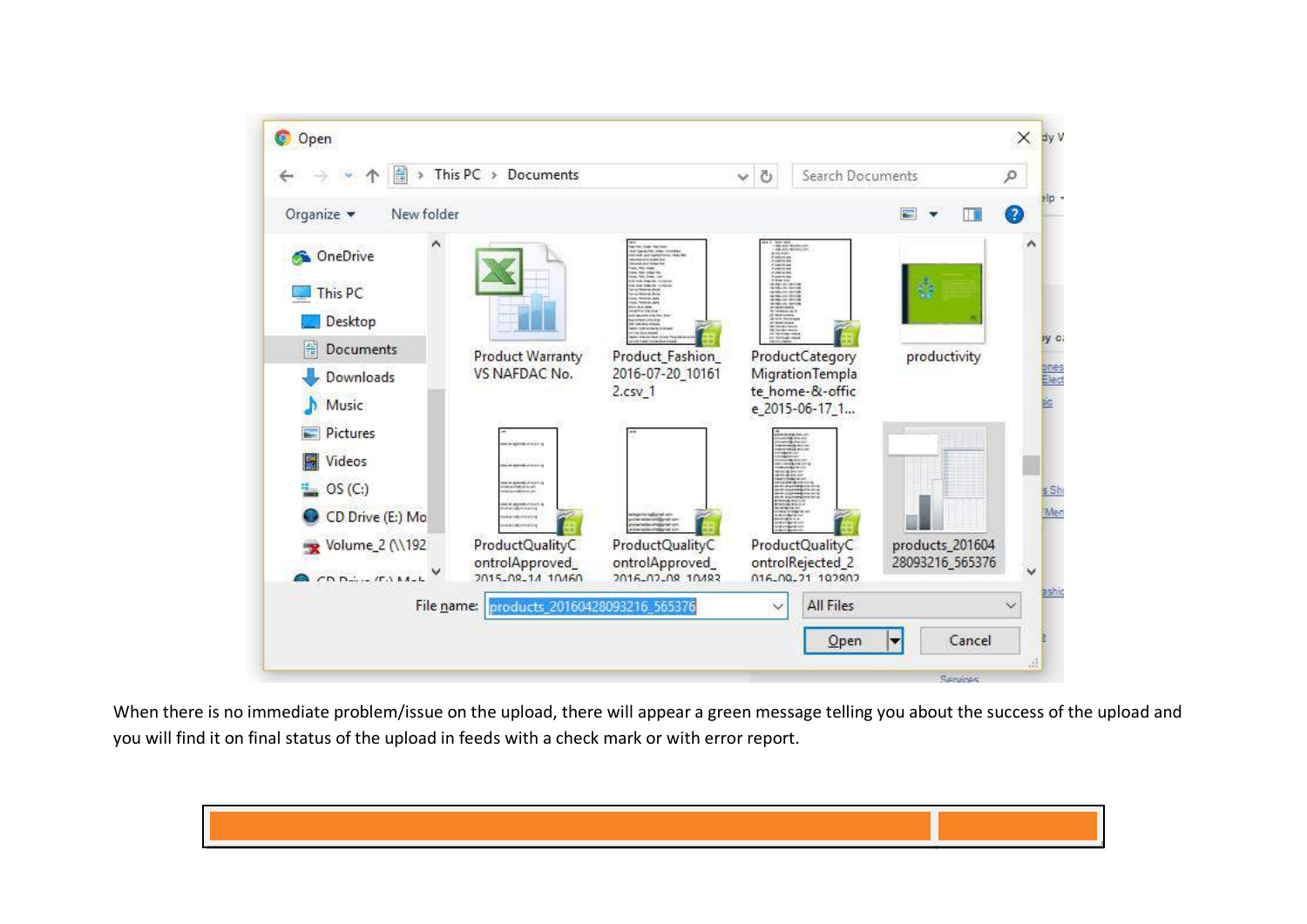When there is no immediate problem/issue on the upload, there will appear a green message telling you about the success of the upload and you will find it on final status of the upload in feeds with a check mark or with error report.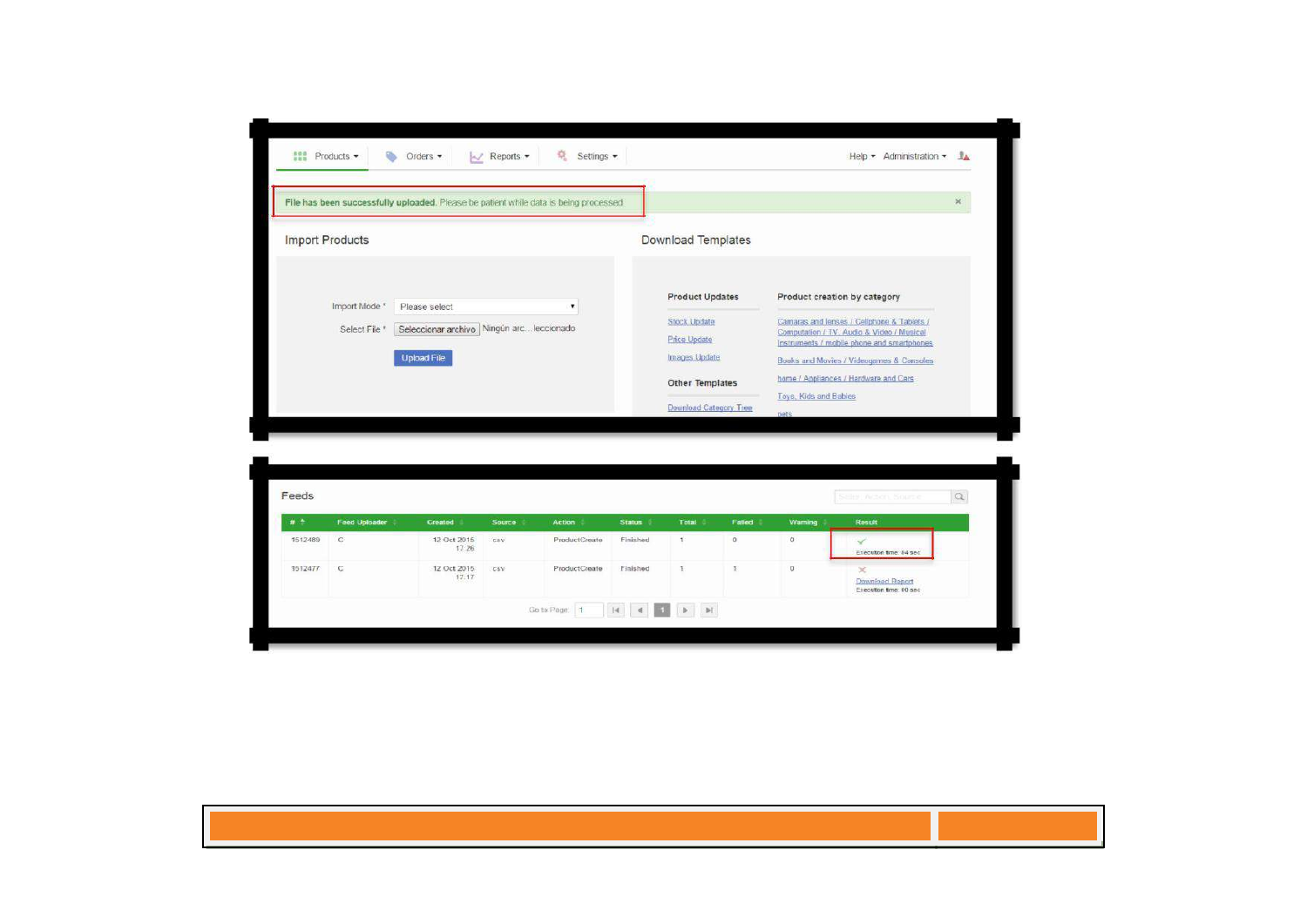Products ▾ Orders ▾ Reports ▾ Settings ▾ Help ▾ Administration ▾

**File has been successfully uploaded.** Please be patient while data is being processed

## Import Products

Import Mode * Please select

Select File * Seleccionar archivo Ningún arc...leccionado

Upload File

## Download Templates

**Product Updates**

Stock Update

Price Update

Images Update

**Other Templates**

Download Category Tree

**Product creation by category**

Camaras and lenses / Cellphone & Tablets / Computation / TV, Audio & Video / Musical Instruments / mobile phone and smartphones

Books and Movies / Videogames & Consoles

home / Appliances / Hardware and Cars

Toys, Kids and Babies

pets

## Feeds

| # | Feed Uploader | Created | Source | Action | Status | Total | Failed | Warning | Result |
|---|---|---|---|---|---|---|---|---|---|
| 1512489 | C | 12 Oct 2015 17:26 | csv | ProductCreate | Finished | 1 | 0 | 0 | ✓ Execution time: 84 sec |
| 1512477 | C | 12 Oct 2015 17:17 | csv | ProductCreate | Finished | 1 | 1 | 0 | ✗ Download Report Execution time: 60 sec |

Go to Page: 1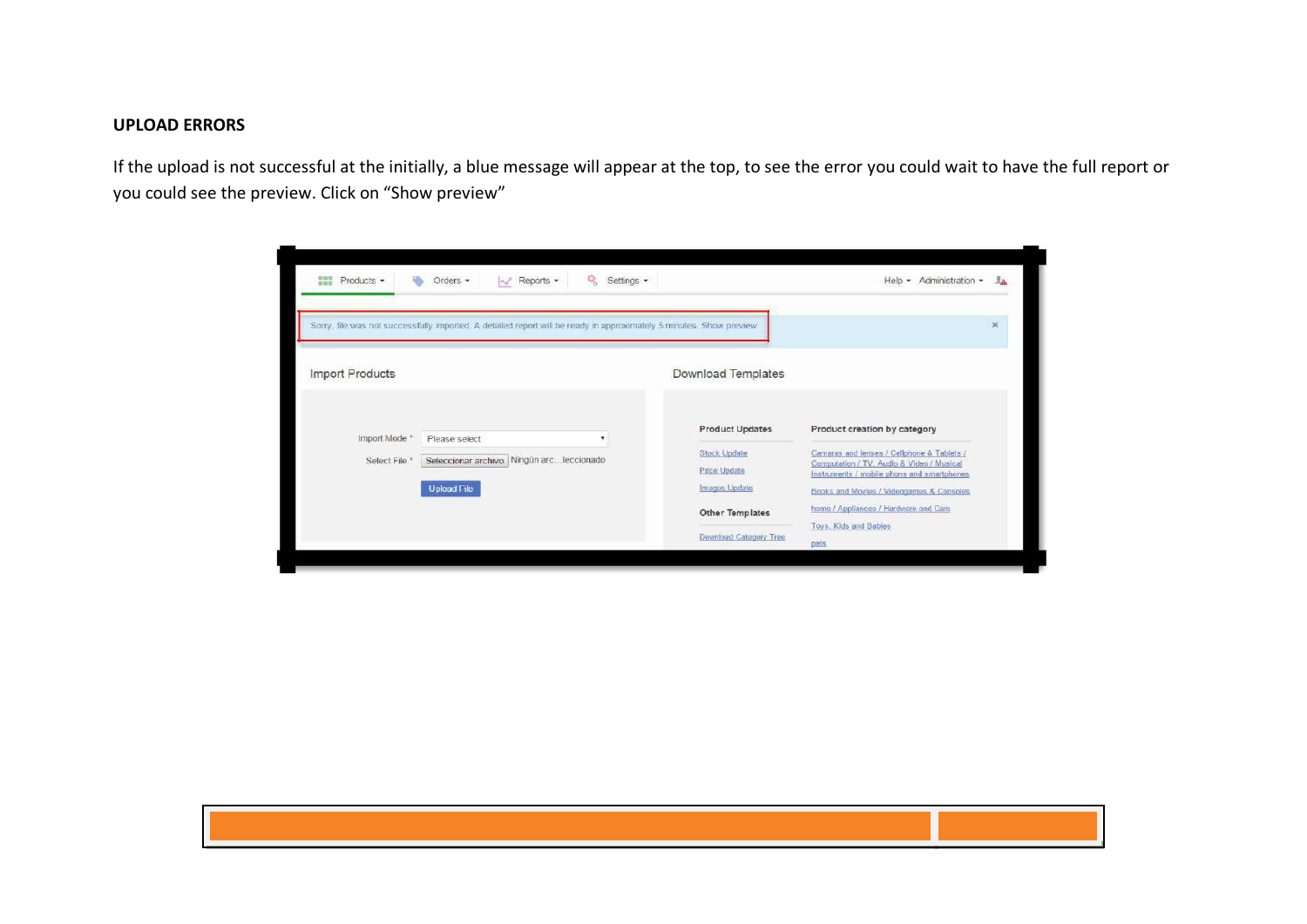**UPLOAD ERRORS**

If the upload is not successful at the initially, a blue message will appear at the top, to see the error you could wait to have the full report or you could see the preview. Click on “Show preview”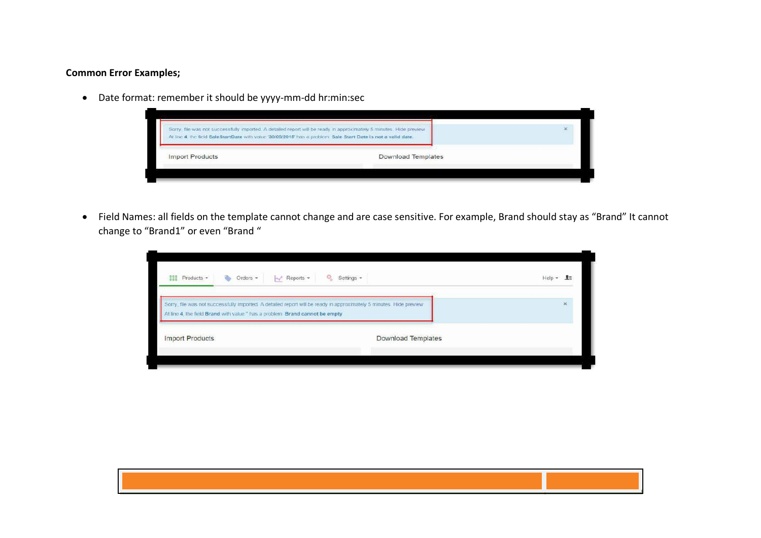**Common Error Examples;**

- Date format: remember it should be yyyy-mm-dd hr:min:sec

Sorry, file was not successfully imported. A detailed report will be ready in approximately 5 minutes. Hide preview
At line 4, the field SaleStartDate with value '30/05/2018' has a problem: Sale Start Date is not a valid date.

Import Products    Download Templates

- Field Names: all fields on the template cannot change and are case sensitive. For example, Brand should stay as “Brand” It cannot change to “Brand1” or even “Brand “

Products    Orders    Reports    Settings    Help

Sorry, file was not successfully imported. A detailed report will be ready in approximately 5 minutes. Hide preview
At line 4, the field Brand with value '' has a problem: Brand cannot be empty

Import Products    Download Templates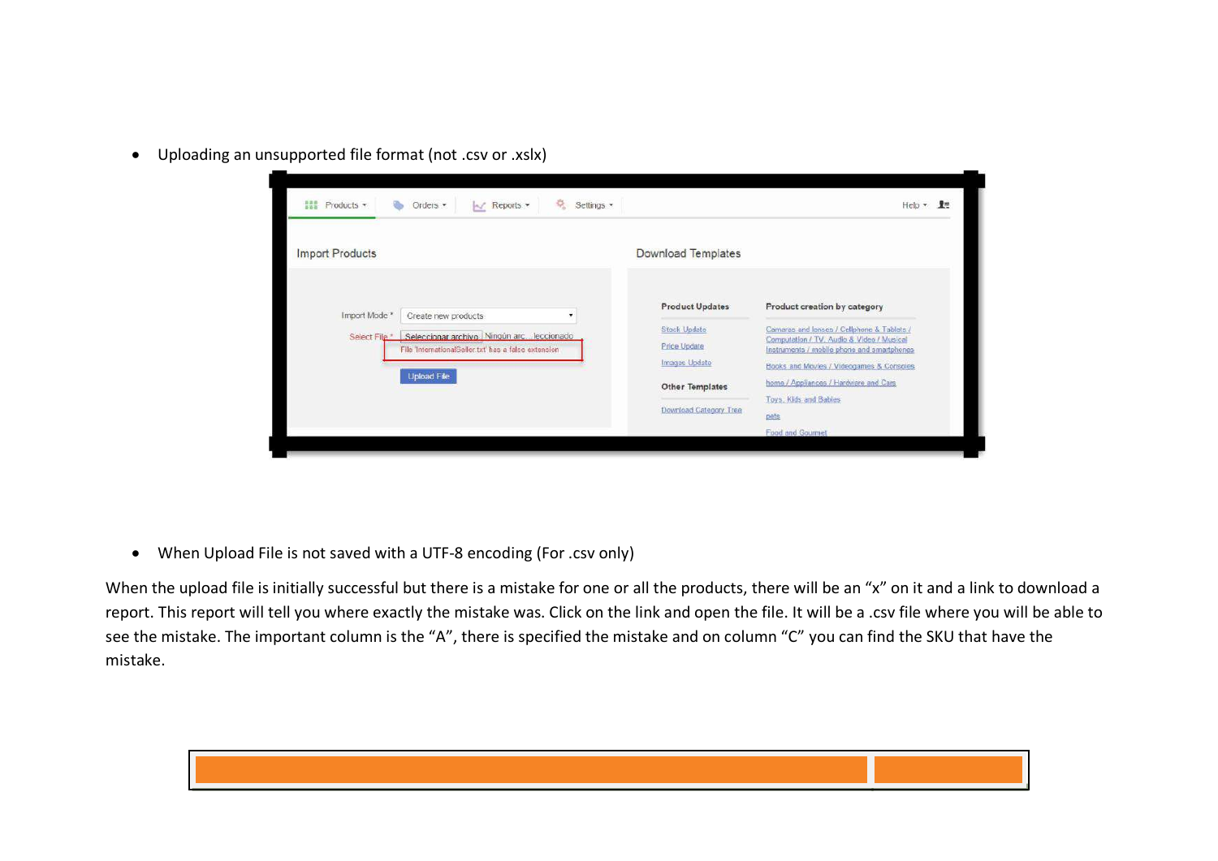- Uploading an unsupported file format (not .csv or .xslx)

- When Upload File is not saved with a UTF-8 encoding (For .csv only)

When the upload file is initially successful but there is a mistake for one or all the products, there will be an “x” on it and a link to download a report. This report will tell you where exactly the mistake was. Click on the link and open the file. It will be a .csv file where you will be able to see the mistake. The important column is the “A”, there is specified the mistake and on column “C” you can find the SKU that have the mistake.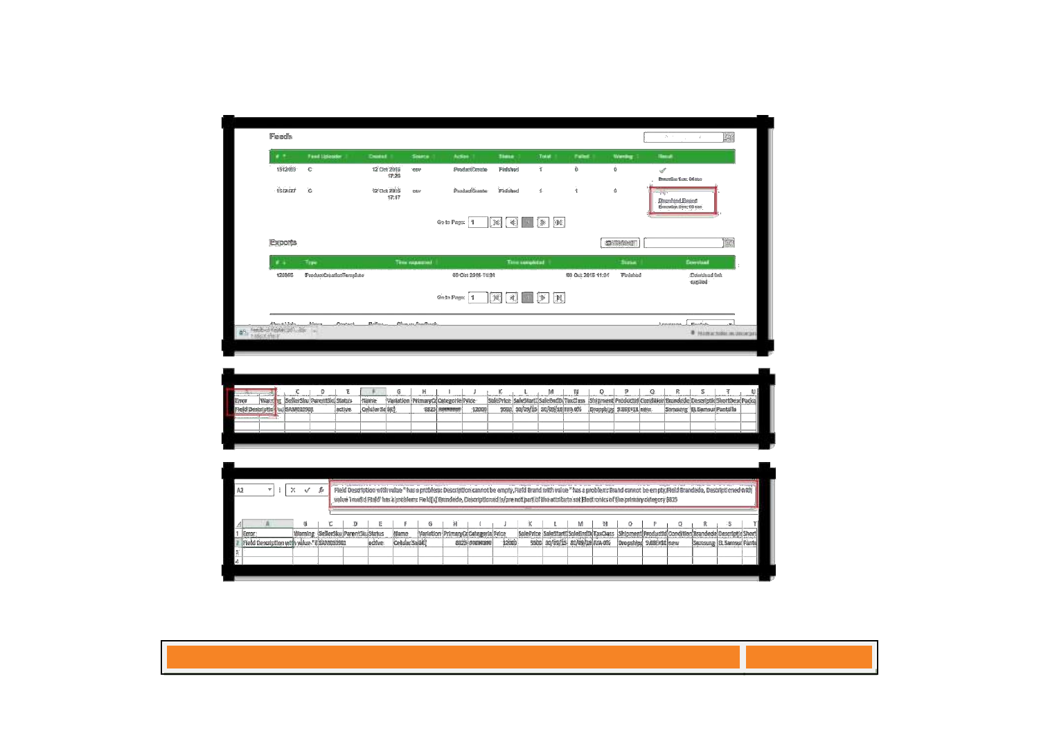Feeds

| # | Feed Uploader | Created | Source | Action | Status | Total | Failed | Warning | Result |
|---|---|---|---|---|---|---|---|---|---|
| 1512489 | C | 12 Oct 2015 17:20 | csv | ProductCreate | Finished | 1 | 0 | 0 | Execution time: 04 sec |
| 1512427 | C | 12 Oct 2015 17:17 | csv | ProductCreate | Finished | 1 | 1 | 0 | Download Report Execution time: 00 sec |

Go to Page: 1

Exports

| # | Type | Time requested | Time completed | Status | Download |
|---|---|---|---|---|---|
| 120065 | ProductCreationTemplate | 08 Oct 2015 11:01 | 08 Oct 2015 11:01 | Finished | Download link expired |

Go to Page: 1

| Error | Warning | SellerSku | ParentSku | Status | Name | Variation | PrimaryCategory | Categories | Price | SalePrice | SaleStartDate | SaleEndDate | TaxClass | ShipmentType | ProductId | Condition | Brandede | Description | ShortDescription |
|---|---|---|---|---|---|---|---|---|---|---|---|---|---|---|---|---|---|---|---|
| Field Description with value '' | | SAM003901 | | active | Celular Sa | | 8825 | ######## | 12000 | 9300 | 30/09/15 | 30/09/15 | IVA 0% | Dropship | 9.88E+11 | new | Samsung | El Samsung | Pantalla |

A2

Field Description with value '' has a problem: Description cannot be empty, Field Brand with value '' has a problem: Brand cannot be empty, Field Brandede, Descriptioned with value 'Invalid Field' has a problem: Field(s) Brandede, Descriptioned is/are not part of the attribute set Electronics of the primary category 8825